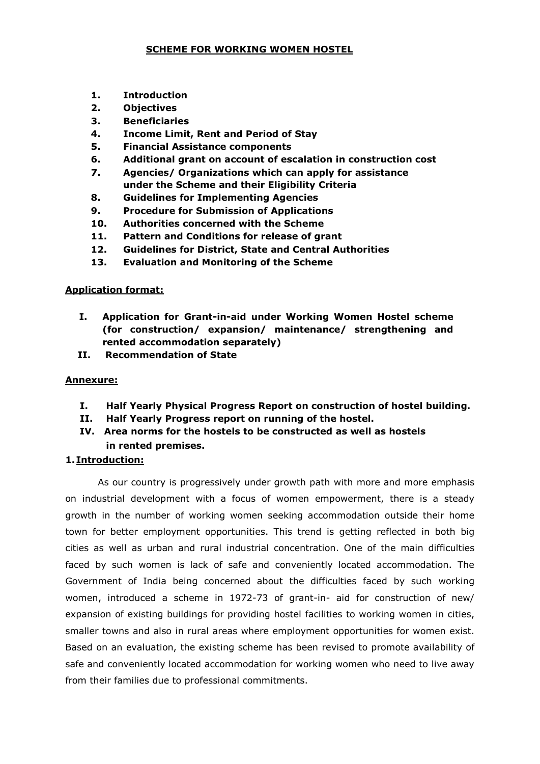# SCHEME FOR WORKING WOMEN HOSTEL

1. **Introduction**
2. **Objectives**
3. **Beneficiaries**
4. **Income Limit, Rent and Period of Stay**
5. **Financial Assistance components**
6. **Additional grant on account of escalation in construction cost**
7. **Agencies/ Organizations which can apply for assistance under the Scheme and their Eligibility Criteria**
8. **Guidelines for Implementing Agencies**
9. **Procedure for Submission of Applications**
10. **Authorities concerned with the Scheme**
11. **Pattern and Conditions for release of grant**
12. **Guidelines for District, State and Central Authorities**
13. **Evaluation and Monitoring of the Scheme**

**Application format:**

I. **Application for Grant-in-aid under Working Women Hostel scheme (for construction/ expansion/ maintenance/ strengthening and rented accommodation separately)**

II. **Recommendation of State**

**Annexure:**

I. **Half Yearly Physical Progress Report on construction of hostel building.**

II. **Half Yearly Progress report on running of the hostel.**

IV. **Area norms for the hostels to be constructed as well as hostels in rented premises.**

## 1. Introduction:

As our country is progressively under growth path with more and more emphasis on industrial development with a focus of women empowerment, there is a steady growth in the number of working women seeking accommodation outside their home town for better employment opportunities. This trend is getting reflected in both big cities as well as urban and rural industrial concentration. One of the main difficulties faced by such women is lack of safe and conveniently located accommodation. The Government of India being concerned about the difficulties faced by such working women, introduced a scheme in 1972-73 of grant-in- aid for construction of new/ expansion of existing buildings for providing hostel facilities to working women in cities, smaller towns and also in rural areas where employment opportunities for women exist. Based on an evaluation, the existing scheme has been revised to promote availability of safe and conveniently located accommodation for working women who need to live away from their families due to professional commitments.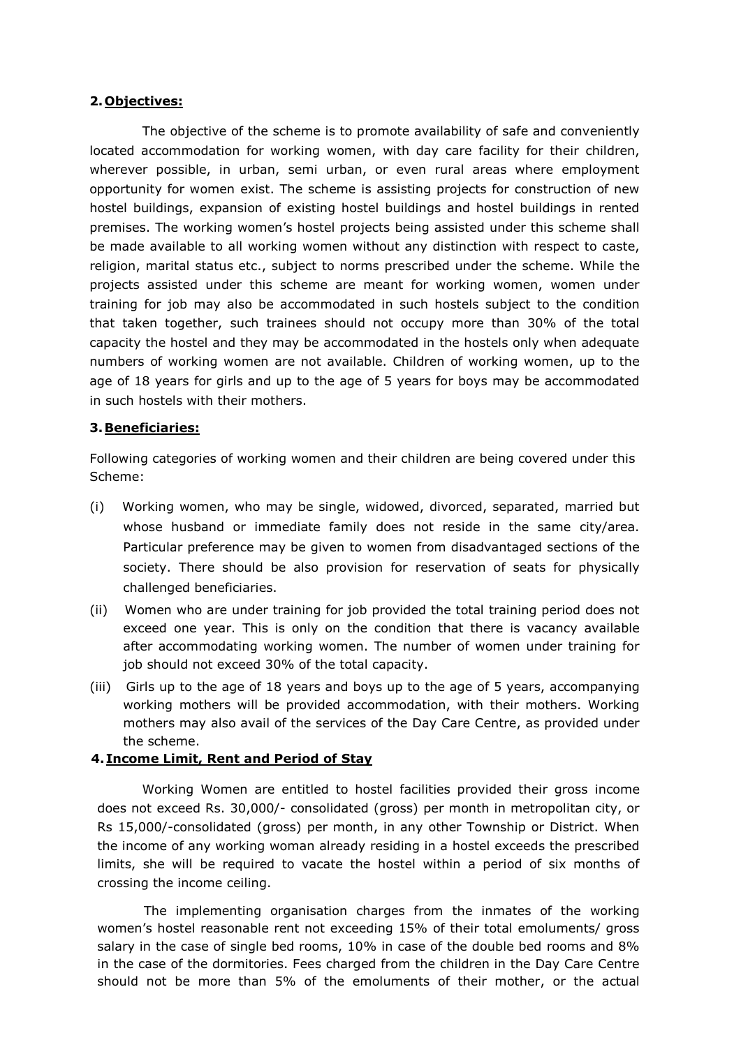## 2. Objectives:

The objective of the scheme is to promote availability of safe and conveniently located accommodation for working women, with day care facility for their children, wherever possible, in urban, semi urban, or even rural areas where employment opportunity for women exist. The scheme is assisting projects for construction of new hostel buildings, expansion of existing hostel buildings and hostel buildings in rented premises. The working women's hostel projects being assisted under this scheme shall be made available to all working women without any distinction with respect to caste, religion, marital status etc., subject to norms prescribed under the scheme. While the projects assisted under this scheme are meant for working women, women under training for job may also be accommodated in such hostels subject to the condition that taken together, such trainees should not occupy more than 30% of the total capacity the hostel and they may be accommodated in the hostels only when adequate numbers of working women are not available. Children of working women, up to the age of 18 years for girls and up to the age of 5 years for boys may be accommodated in such hostels with their mothers.

## 3. Beneficiaries:

Following categories of working women and their children are being covered under this Scheme:

(i) Working women, who may be single, widowed, divorced, separated, married but whose husband or immediate family does not reside in the same city/area. Particular preference may be given to women from disadvantaged sections of the society. There should be also provision for reservation of seats for physically challenged beneficiaries.

(ii) Women who are under training for job provided the total training period does not exceed one year. This is only on the condition that there is vacancy available after accommodating working women. The number of women under training for job should not exceed 30% of the total capacity.

(iii) Girls up to the age of 18 years and boys up to the age of 5 years, accompanying working mothers will be provided accommodation, with their mothers. Working mothers may also avail of the services of the Day Care Centre, as provided under the scheme.

## 4. Income Limit, Rent and Period of Stay

Working Women are entitled to hostel facilities provided their gross income does not exceed Rs. 30,000/- consolidated (gross) per month in metropolitan city, or Rs 15,000/-consolidated (gross) per month, in any other Township or District. When the income of any working woman already residing in a hostel exceeds the prescribed limits, she will be required to vacate the hostel within a period of six months of crossing the income ceiling.

The implementing organisation charges from the inmates of the working women's hostel reasonable rent not exceeding 15% of their total emoluments/ gross salary in the case of single bed rooms, 10% in case of the double bed rooms and 8% in the case of the dormitories. Fees charged from the children in the Day Care Centre should not be more than 5% of the emoluments of their mother, or the actual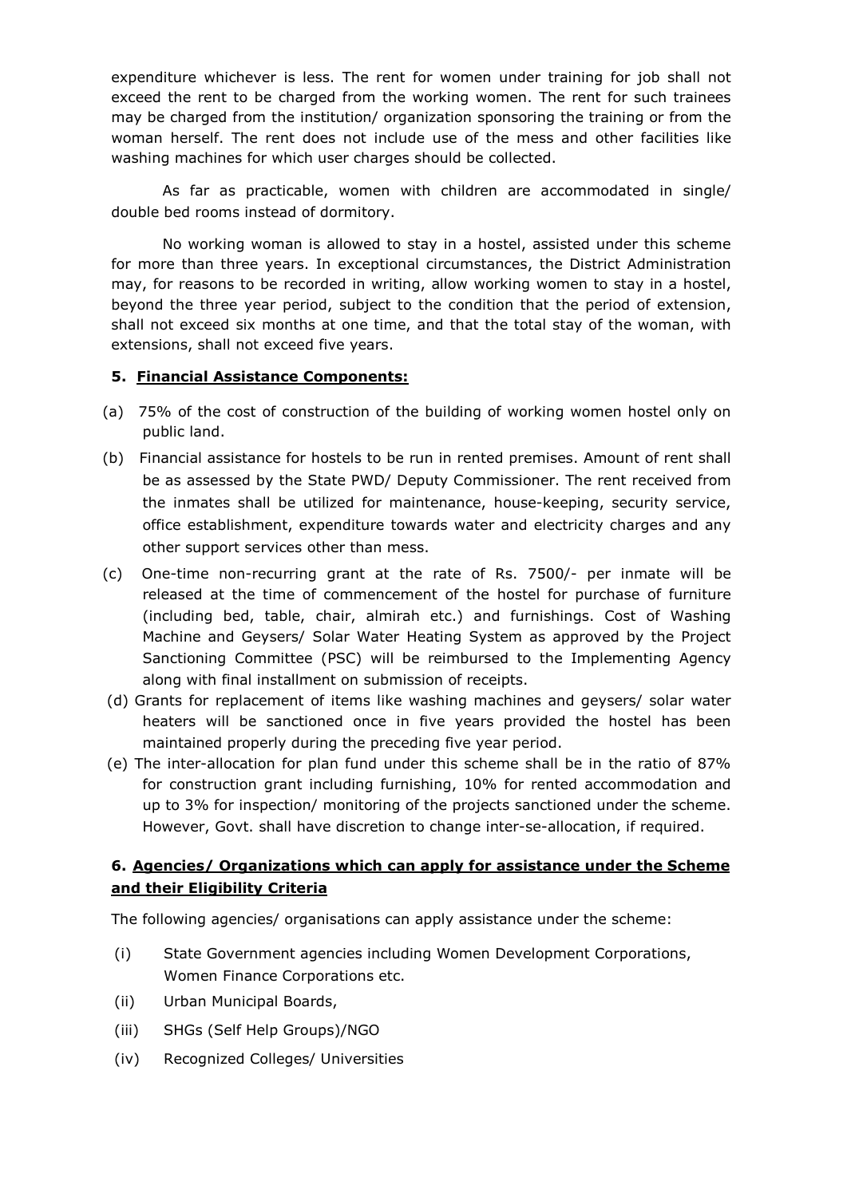expenditure whichever is less. The rent for women under training for job shall not exceed the rent to be charged from the working women. The rent for such trainees may be charged from the institution/ organization sponsoring the training or from the woman herself. The rent does not include use of the mess and other facilities like washing machines for which user charges should be collected.

As far as practicable, women with children are accommodated in single/ double bed rooms instead of dormitory.

No working woman is allowed to stay in a hostel, assisted under this scheme for more than three years. In exceptional circumstances, the District Administration may, for reasons to be recorded in writing, allow working women to stay in a hostel, beyond the three year period, subject to the condition that the period of extension, shall not exceed six months at one time, and that the total stay of the woman, with extensions, shall not exceed five years.

## 5. <u>Financial Assistance Components:</u>

(a) 75% of the cost of construction of the building of working women hostel only on public land.

(b) Financial assistance for hostels to be run in rented premises. Amount of rent shall be as assessed by the State PWD/ Deputy Commissioner. The rent received from the inmates shall be utilized for maintenance, house-keeping, security service, office establishment, expenditure towards water and electricity charges and any other support services other than mess.

(c) One-time non-recurring grant at the rate of Rs. 7500/- per inmate will be released at the time of commencement of the hostel for purchase of furniture (including bed, table, chair, almirah etc.) and furnishings. Cost of Washing Machine and Geysers/ Solar Water Heating System as approved by the Project Sanctioning Committee (PSC) will be reimbursed to the Implementing Agency along with final installment on submission of receipts.

(d) Grants for replacement of items like washing machines and geysers/ solar water heaters will be sanctioned once in five years provided the hostel has been maintained properly during the preceding five year period.

(e) The inter-allocation for plan fund under this scheme shall be in the ratio of 87% for construction grant including furnishing, 10% for rented accommodation and up to 3% for inspection/ monitoring of the projects sanctioned under the scheme. However, Govt. shall have discretion to change inter-se-allocation, if required.

## 6. <u>Agencies/ Organizations which can apply for assistance under the Scheme and their Eligibility Criteria</u>

The following agencies/ organisations can apply assistance under the scheme:

(i) State Government agencies including Women Development Corporations, Women Finance Corporations etc.

(ii) Urban Municipal Boards,

(iii) SHGs (Self Help Groups)/NGO

(iv) Recognized Colleges/ Universities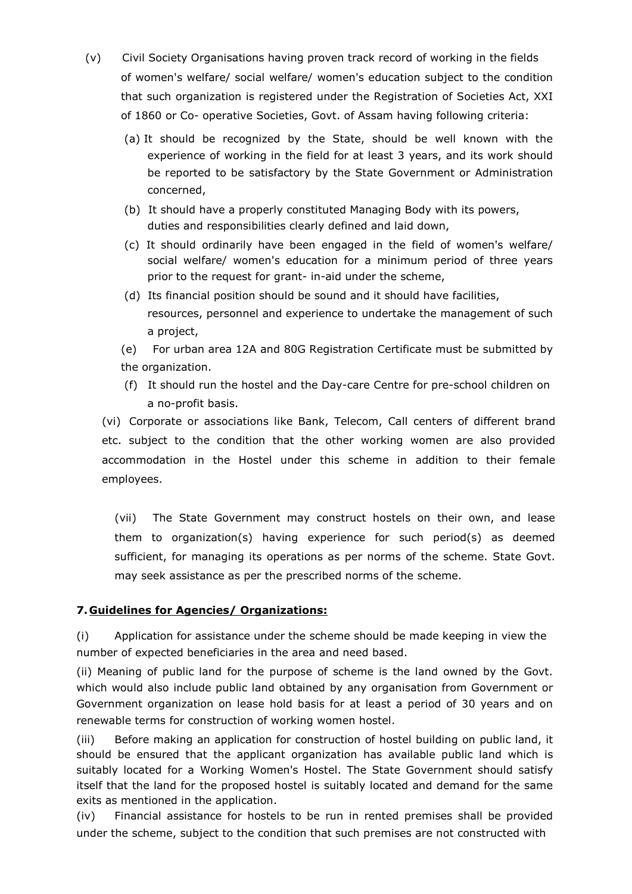(v) Civil Society Organisations having proven track record of working in the fields of women's welfare/ social welfare/ women's education subject to the condition that such organization is registered under the Registration of Societies Act, XXI of 1860 or Co- operative Societies, Govt. of Assam having following criteria:

(a) It should be recognized by the State, should be well known with the experience of working in the field for at least 3 years, and its work should be reported to be satisfactory by the State Government or Administration concerned,

(b) It should have a properly constituted Managing Body with its powers, duties and responsibilities clearly defined and laid down,

(c) It should ordinarily have been engaged in the field of women's welfare/ social welfare/ women's education for a minimum period of three years prior to the request for grant- in-aid under the scheme,

(d) Its financial position should be sound and it should have facilities, resources, personnel and experience to undertake the management of such a project,

(e) For urban area 12A and 80G Registration Certificate must be submitted by the organization.

(f) It should run the hostel and the Day-care Centre for pre-school children on a no-profit basis.

(vi) Corporate or associations like Bank, Telecom, Call centers of different brand etc. subject to the condition that the other working women are also provided accommodation in the Hostel under this scheme in addition to their female employees.

(vii) The State Government may construct hostels on their own, and lease them to organization(s) having experience for such period(s) as deemed sufficient, for managing its operations as per norms of the scheme. State Govt. may seek assistance as per the prescribed norms of the scheme.

## 7. Guidelines for Agencies/ Organizations:

(i) Application for assistance under the scheme should be made keeping in view the number of expected beneficiaries in the area and need based.

(ii) Meaning of public land for the purpose of scheme is the land owned by the Govt. which would also include public land obtained by any organisation from Government or Government organization on lease hold basis for at least a period of 30 years and on renewable terms for construction of working women hostel.

(iii) Before making an application for construction of hostel building on public land, it should be ensured that the applicant organization has available public land which is suitably located for a Working Women's Hostel. The State Government should satisfy itself that the land for the proposed hostel is suitably located and demand for the same exits as mentioned in the application.

(iv) Financial assistance for hostels to be run in rented premises shall be provided under the scheme, subject to the condition that such premises are not constructed with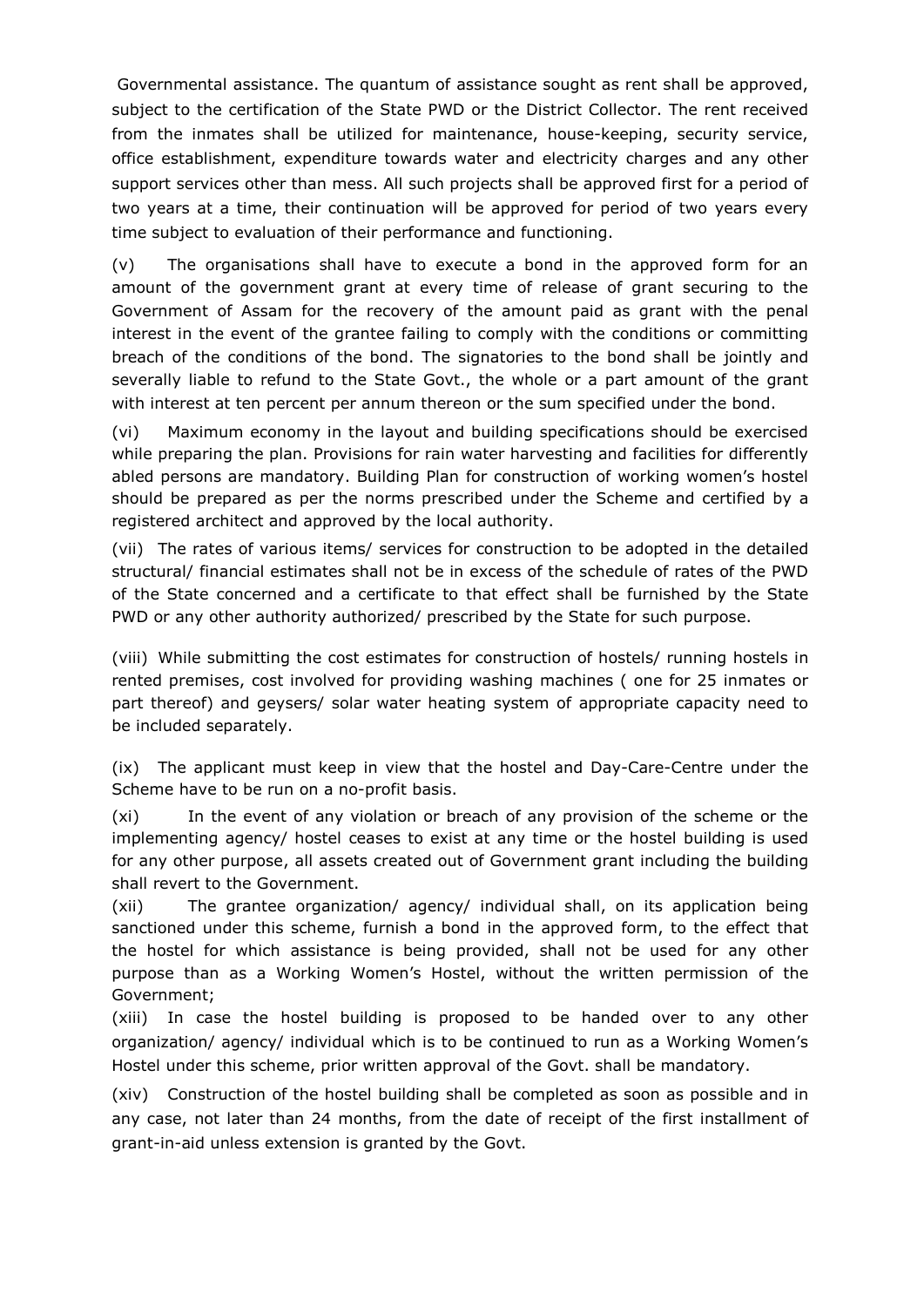Governmental assistance. The quantum of assistance sought as rent shall be approved, subject to the certification of the State PWD or the District Collector. The rent received from the inmates shall be utilized for maintenance, house-keeping, security service, office establishment, expenditure towards water and electricity charges and any other support services other than mess. All such projects shall be approved first for a period of two years at a time, their continuation will be approved for period of two years every time subject to evaluation of their performance and functioning.

(v) The organisations shall have to execute a bond in the approved form for an amount of the government grant at every time of release of grant securing to the Government of Assam for the recovery of the amount paid as grant with the penal interest in the event of the grantee failing to comply with the conditions or committing breach of the conditions of the bond. The signatories to the bond shall be jointly and severally liable to refund to the State Govt., the whole or a part amount of the grant with interest at ten percent per annum thereon or the sum specified under the bond.

(vi) Maximum economy in the layout and building specifications should be exercised while preparing the plan. Provisions for rain water harvesting and facilities for differently abled persons are mandatory. Building Plan for construction of working women's hostel should be prepared as per the norms prescribed under the Scheme and certified by a registered architect and approved by the local authority.

(vii) The rates of various items/ services for construction to be adopted in the detailed structural/ financial estimates shall not be in excess of the schedule of rates of the PWD of the State concerned and a certificate to that effect shall be furnished by the State PWD or any other authority authorized/ prescribed by the State for such purpose.

(viii) While submitting the cost estimates for construction of hostels/ running hostels in rented premises, cost involved for providing washing machines ( one for 25 inmates or part thereof) and geysers/ solar water heating system of appropriate capacity need to be included separately.

(ix) The applicant must keep in view that the hostel and Day-Care-Centre under the Scheme have to be run on a no-profit basis.

(xi) In the event of any violation or breach of any provision of the scheme or the implementing agency/ hostel ceases to exist at any time or the hostel building is used for any other purpose, all assets created out of Government grant including the building shall revert to the Government.

(xii) The grantee organization/ agency/ individual shall, on its application being sanctioned under this scheme, furnish a bond in the approved form, to the effect that the hostel for which assistance is being provided, shall not be used for any other purpose than as a Working Women's Hostel, without the written permission of the Government;

(xiii) In case the hostel building is proposed to be handed over to any other organization/ agency/ individual which is to be continued to run as a Working Women's Hostel under this scheme, prior written approval of the Govt. shall be mandatory.

(xiv) Construction of the hostel building shall be completed as soon as possible and in any case, not later than 24 months, from the date of receipt of the first installment of grant-in-aid unless extension is granted by the Govt.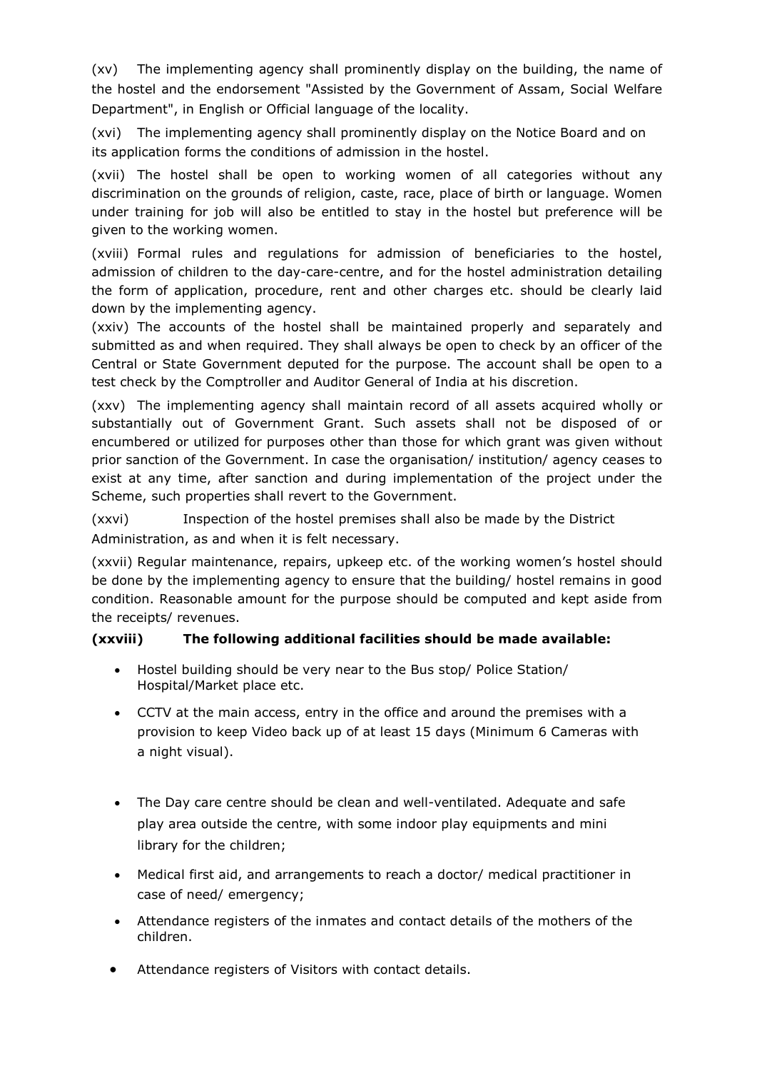(xv) The implementing agency shall prominently display on the building, the name of the hostel and the endorsement "Assisted by the Government of Assam, Social Welfare Department", in English or Official language of the locality.

(xvi) The implementing agency shall prominently display on the Notice Board and on its application forms the conditions of admission in the hostel.

(xvii) The hostel shall be open to working women of all categories without any discrimination on the grounds of religion, caste, race, place of birth or language. Women under training for job will also be entitled to stay in the hostel but preference will be given to the working women.

(xviii) Formal rules and regulations for admission of beneficiaries to the hostel, admission of children to the day-care-centre, and for the hostel administration detailing the form of application, procedure, rent and other charges etc. should be clearly laid down by the implementing agency.

(xxiv) The accounts of the hostel shall be maintained properly and separately and submitted as and when required. They shall always be open to check by an officer of the Central or State Government deputed for the purpose. The account shall be open to a test check by the Comptroller and Auditor General of India at his discretion.

(xxv) The implementing agency shall maintain record of all assets acquired wholly or substantially out of Government Grant. Such assets shall not be disposed of or encumbered or utilized for purposes other than those for which grant was given without prior sanction of the Government. In case the organisation/ institution/ agency ceases to exist at any time, after sanction and during implementation of the project under the Scheme, such properties shall revert to the Government.

(xxvi) Inspection of the hostel premises shall also be made by the District Administration, as and when it is felt necessary.

(xxvii) Regular maintenance, repairs, upkeep etc. of the working women's hostel should be done by the implementing agency to ensure that the building/ hostel remains in good condition. Reasonable amount for the purpose should be computed and kept aside from the receipts/ revenues.

**(xxviii) The following additional facilities should be made available:**

- Hostel building should be very near to the Bus stop/ Police Station/ Hospital/Market place etc.
- CCTV at the main access, entry in the office and around the premises with a provision to keep Video back up of at least 15 days (Minimum 6 Cameras with a night visual).
- The Day care centre should be clean and well-ventilated. Adequate and safe play area outside the centre, with some indoor play equipments and mini library for the children;
- Medical first aid, and arrangements to reach a doctor/ medical practitioner in case of need/ emergency;
- Attendance registers of the inmates and contact details of the mothers of the children.
- Attendance registers of Visitors with contact details.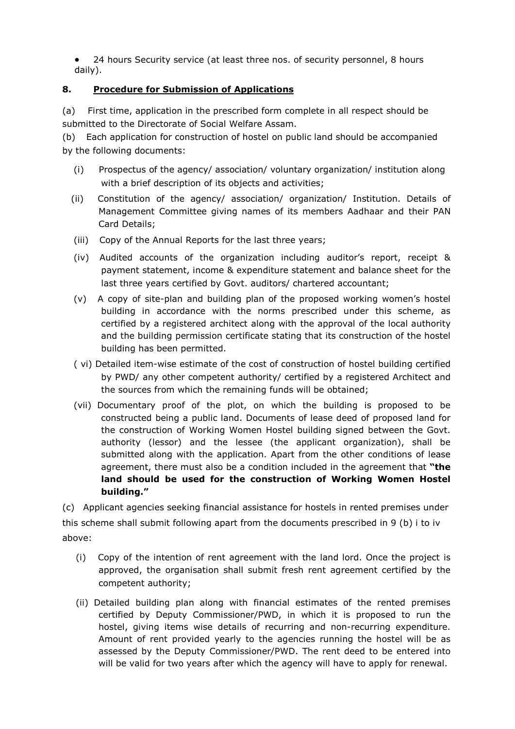- 24 hours Security service (at least three nos. of security personnel, 8 hours daily).

## 8. <u>Procedure for Submission of Applications</u>

(a) First time, application in the prescribed form complete in all respect should be submitted to the Directorate of Social Welfare Assam.

(b) Each application for construction of hostel on public land should be accompanied by the following documents:

(i) Prospectus of the agency/ association/ voluntary organization/ institution along with a brief description of its objects and activities;

(ii) Constitution of the agency/ association/ organization/ Institution. Details of Management Committee giving names of its members Aadhaar and their PAN Card Details;

(iii) Copy of the Annual Reports for the last three years;

(iv) Audited accounts of the organization including auditor's report, receipt & payment statement, income & expenditure statement and balance sheet for the last three years certified by Govt. auditors/ chartered accountant;

(v) A copy of site-plan and building plan of the proposed working women's hostel building in accordance with the norms prescribed under this scheme, as certified by a registered architect along with the approval of the local authority and the building permission certificate stating that its construction of the hostel building has been permitted.

( vi) Detailed item-wise estimate of the cost of construction of hostel building certified by PWD/ any other competent authority/ certified by a registered Architect and the sources from which the remaining funds will be obtained;

(vii) Documentary proof of the plot, on which the building is proposed to be constructed being a public land. Documents of lease deed of proposed land for the construction of Working Women Hostel building signed between the Govt. authority (lessor) and the lessee (the applicant organization), shall be submitted along with the application. Apart from the other conditions of lease agreement, there must also be a condition included in the agreement that **"the land should be used for the construction of Working Women Hostel building."**

(c) Applicant agencies seeking financial assistance for hostels in rented premises under this scheme shall submit following apart from the documents prescribed in 9 (b) i to iv above:

(i) Copy of the intention of rent agreement with the land lord. Once the project is approved, the organisation shall submit fresh rent agreement certified by the competent authority;

(ii) Detailed building plan along with financial estimates of the rented premises certified by Deputy Commissioner/PWD, in which it is proposed to run the hostel, giving items wise details of recurring and non-recurring expenditure. Amount of rent provided yearly to the agencies running the hostel will be as assessed by the Deputy Commissioner/PWD. The rent deed to be entered into will be valid for two years after which the agency will have to apply for renewal.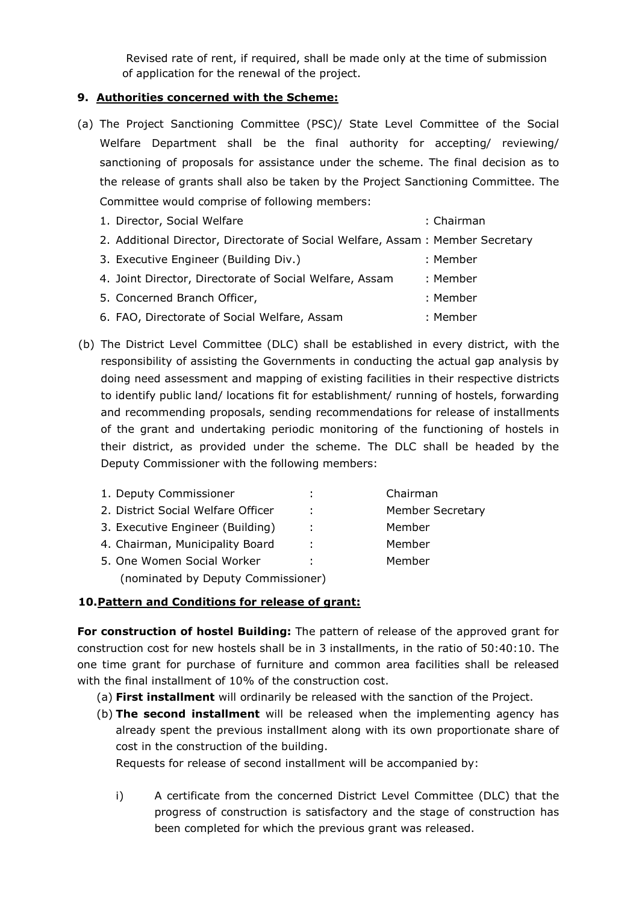Revised rate of rent, if required, shall be made only at the time of submission of application for the renewal of the project.

## 9. Authorities concerned with the Scheme:

(a) The Project Sanctioning Committee (PSC)/ State Level Committee of the Social Welfare Department shall be the final authority for accepting/ reviewing/ sanctioning of proposals for assistance under the scheme. The final decision as to the release of grants shall also be taken by the Project Sanctioning Committee. The Committee would comprise of following members:

| | |
|---|---|
| 1. Director, Social Welfare | : Chairman |
| 2. Additional Director, Directorate of Social Welfare, Assam | : Member Secretary |
| 3. Executive Engineer (Building Div.) | : Member |
| 4. Joint Director, Directorate of Social Welfare, Assam | : Member |
| 5. Concerned Branch Officer, | : Member |
| 6. FAO, Directorate of Social Welfare, Assam | : Member |

(b) The District Level Committee (DLC) shall be established in every district, with the responsibility of assisting the Governments in conducting the actual gap analysis by doing need assessment and mapping of existing facilities in their respective districts to identify public land/ locations fit for establishment/ running of hostels, forwarding and recommending proposals, sending recommendations for release of installments of the grant and undertaking periodic monitoring of the functioning of hostels in their district, as provided under the scheme. The DLC shall be headed by the Deputy Commissioner with the following members:

| | | |
|---|---|---|
| 1. Deputy Commissioner | : | Chairman |
| 2. District Social Welfare Officer | : | Member Secretary |
| 3. Executive Engineer (Building) | : | Member |
| 4. Chairman, Municipality Board | : | Member |
| 5. One Women Social Worker (nominated by Deputy Commissioner) | : | Member |

## 10. Pattern and Conditions for release of grant:

**For construction of hostel Building:** The pattern of release of the approved grant for construction cost for new hostels shall be in 3 installments, in the ratio of 50:40:10. The one time grant for purchase of furniture and common area facilities shall be released with the final installment of 10% of the construction cost.

(a) **First installment** will ordinarily be released with the sanction of the Project.

(b) **The second installment** will be released when the implementing agency has already spent the previous installment along with its own proportionate share of cost in the construction of the building.

Requests for release of second installment will be accompanied by:

i) A certificate from the concerned District Level Committee (DLC) that the progress of construction is satisfactory and the stage of construction has been completed for which the previous grant was released.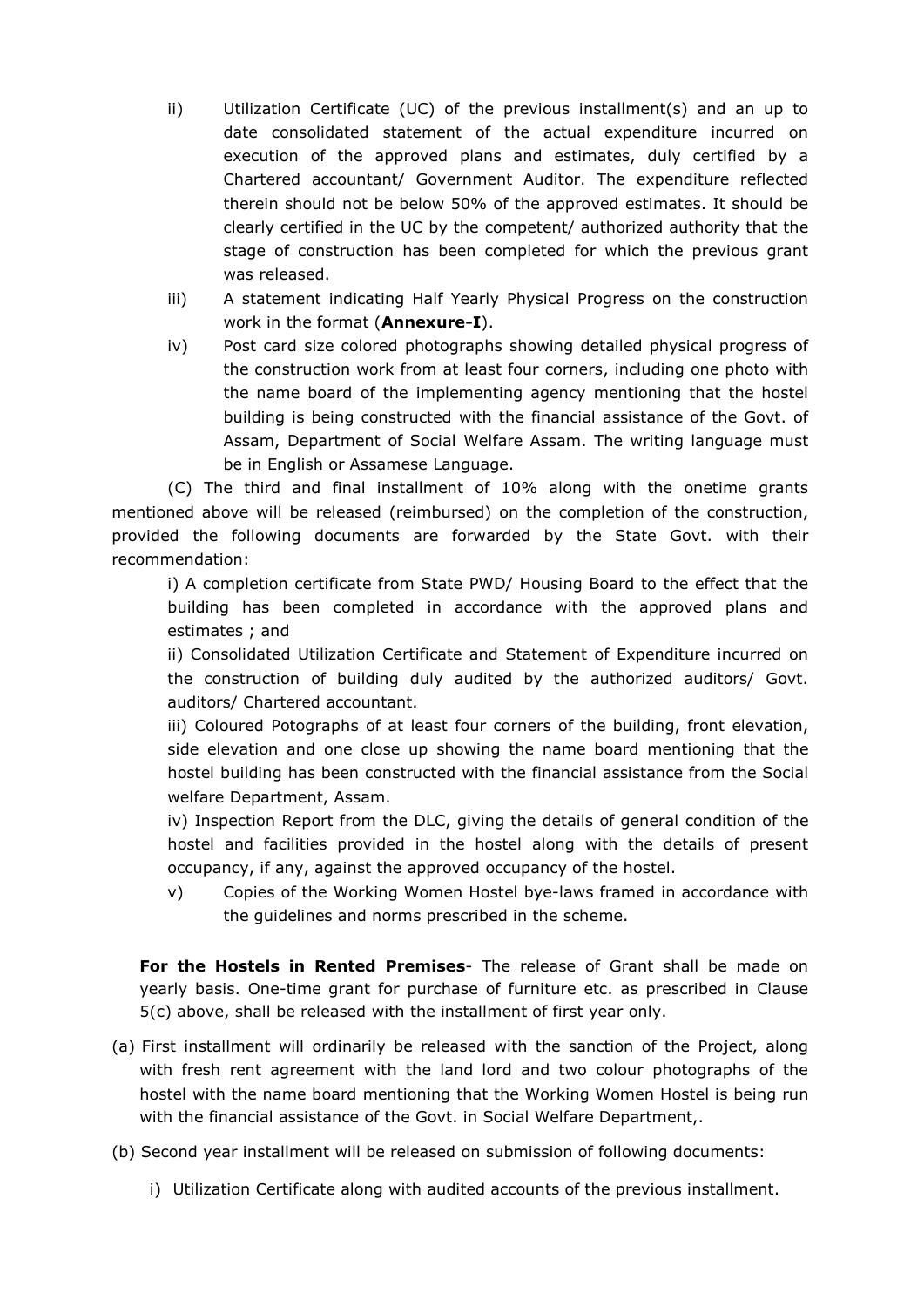ii) Utilization Certificate (UC) of the previous installment(s) and an up to date consolidated statement of the actual expenditure incurred on execution of the approved plans and estimates, duly certified by a Chartered accountant/ Government Auditor. The expenditure reflected therein should not be below 50% of the approved estimates. It should be clearly certified in the UC by the competent/ authorized authority that the stage of construction has been completed for which the previous grant was released.

iii) A statement indicating Half Yearly Physical Progress on the construction work in the format (**Annexure-I**).

iv) Post card size colored photographs showing detailed physical progress of the construction work from at least four corners, including one photo with the name board of the implementing agency mentioning that the hostel building is being constructed with the financial assistance of the Govt. of Assam, Department of Social Welfare Assam. The writing language must be in English or Assamese Language.

(C) The third and final installment of 10% along with the onetime grants mentioned above will be released (reimbursed) on the completion of the construction, provided the following documents are forwarded by the State Govt. with their recommendation:

i) A completion certificate from State PWD/ Housing Board to the effect that the building has been completed in accordance with the approved plans and estimates ; and

ii) Consolidated Utilization Certificate and Statement of Expenditure incurred on the construction of building duly audited by the authorized auditors/ Govt. auditors/ Chartered accountant.

iii) Coloured Potographs of at least four corners of the building, front elevation, side elevation and one close up showing the name board mentioning that the hostel building has been constructed with the financial assistance from the Social welfare Department, Assam.

iv) Inspection Report from the DLC, giving the details of general condition of the hostel and facilities provided in the hostel along with the details of present occupancy, if any, against the approved occupancy of the hostel.

v) Copies of the Working Women Hostel bye-laws framed in accordance with the guidelines and norms prescribed in the scheme.

**For the Hostels in Rented Premises**- The release of Grant shall be made on yearly basis. One-time grant for purchase of furniture etc. as prescribed in Clause 5(c) above, shall be released with the installment of first year only.

(a) First installment will ordinarily be released with the sanction of the Project, along with fresh rent agreement with the land lord and two colour photographs of the hostel with the name board mentioning that the Working Women Hostel is being run with the financial assistance of the Govt. in Social Welfare Department,.

(b) Second year installment will be released on submission of following documents:

i) Utilization Certificate along with audited accounts of the previous installment.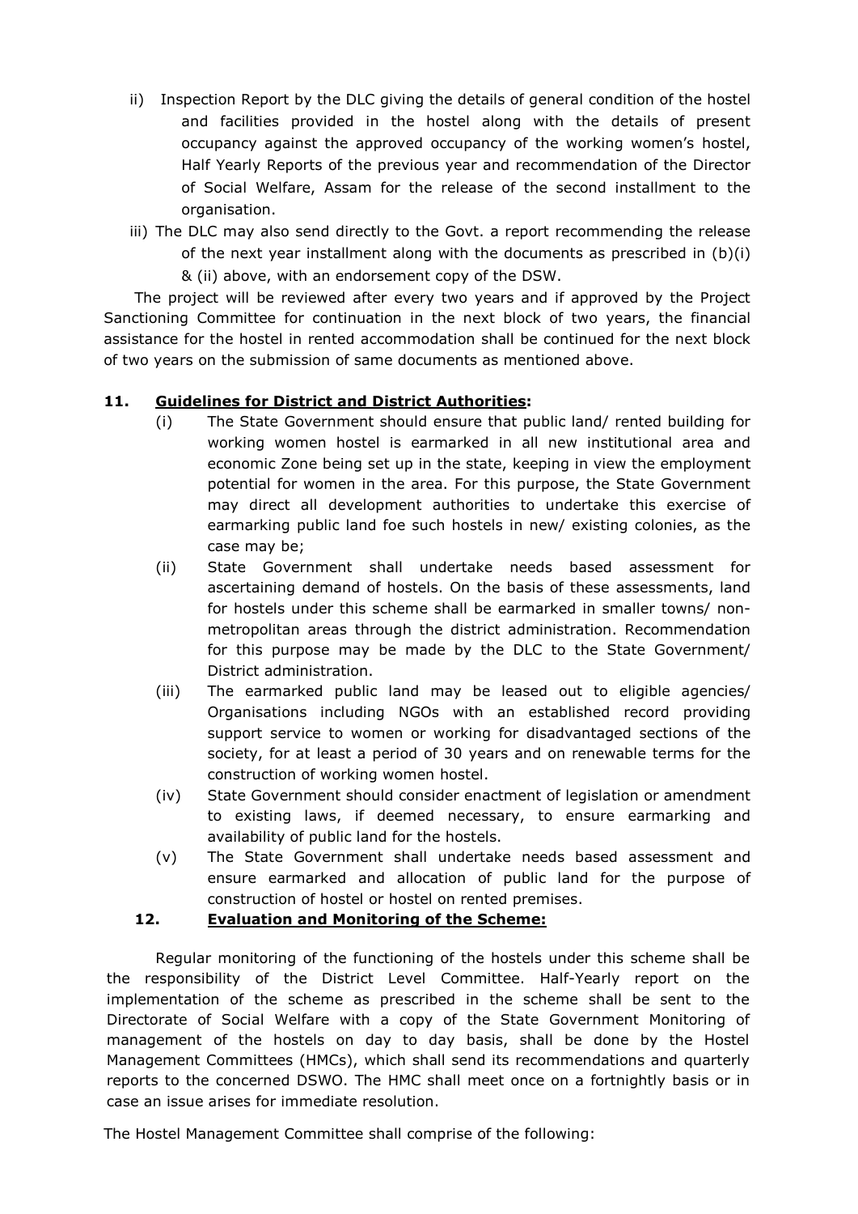ii) Inspection Report by the DLC giving the details of general condition of the hostel and facilities provided in the hostel along with the details of present occupancy against the approved occupancy of the working women's hostel, Half Yearly Reports of the previous year and recommendation of the Director of Social Welfare, Assam for the release of the second installment to the organisation.

iii) The DLC may also send directly to the Govt. a report recommending the release of the next year installment along with the documents as prescribed in (b)(i) & (ii) above, with an endorsement copy of the DSW.

The project will be reviewed after every two years and if approved by the Project Sanctioning Committee for continuation in the next block of two years, the financial assistance for the hostel in rented accommodation shall be continued for the next block of two years on the submission of same documents as mentioned above.

**11. Guidelines for District and District Authorities:**

(i) The State Government should ensure that public land/ rented building for working women hostel is earmarked in all new institutional area and economic Zone being set up in the state, keeping in view the employment potential for women in the area. For this purpose, the State Government may direct all development authorities to undertake this exercise of earmarking public land foe such hostels in new/ existing colonies, as the case may be;

(ii) State Government shall undertake needs based assessment for ascertaining demand of hostels. On the basis of these assessments, land for hostels under this scheme shall be earmarked in smaller towns/ non-metropolitan areas through the district administration. Recommendation for this purpose may be made by the DLC to the State Government/ District administration.

(iii) The earmarked public land may be leased out to eligible agencies/ Organisations including NGOs with an established record providing support service to women or working for disadvantaged sections of the society, for at least a period of 30 years and on renewable terms for the construction of working women hostel.

(iv) State Government should consider enactment of legislation or amendment to existing laws, if deemed necessary, to ensure earmarking and availability of public land for the hostels.

(v) The State Government shall undertake needs based assessment and ensure earmarked and allocation of public land for the purpose of construction of hostel or hostel on rented premises.

**12. Evaluation and Monitoring of the Scheme:**

Regular monitoring of the functioning of the hostels under this scheme shall be the responsibility of the District Level Committee. Half-Yearly report on the implementation of the scheme as prescribed in the scheme shall be sent to the Directorate of Social Welfare with a copy of the State Government Monitoring of management of the hostels on day to day basis, shall be done by the Hostel Management Committees (HMCs), which shall send its recommendations and quarterly reports to the concerned DSWO. The HMC shall meet once on a fortnightly basis or in case an issue arises for immediate resolution.

The Hostel Management Committee shall comprise of the following: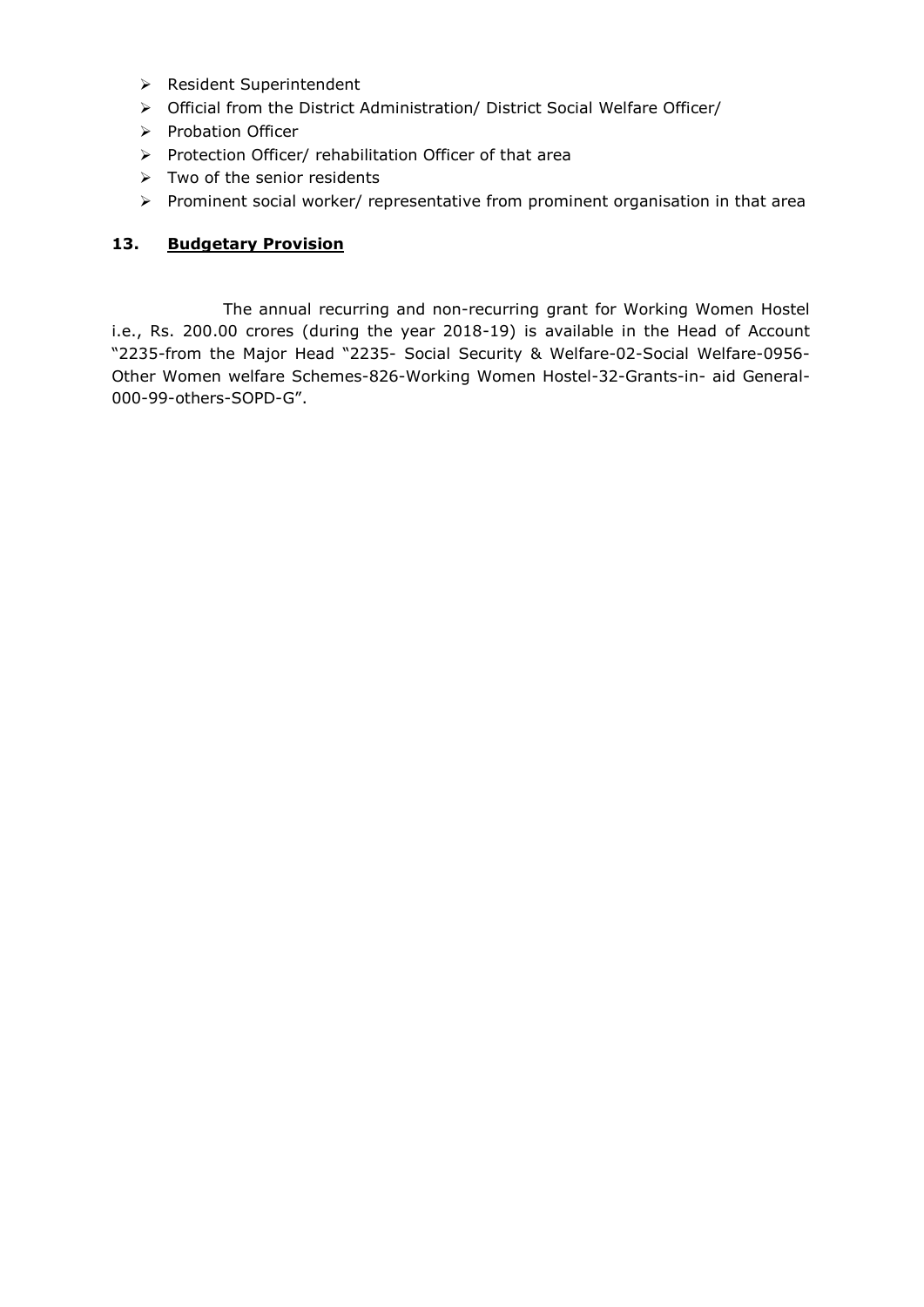- Resident Superintendent
- Official from the District Administration/ District Social Welfare Officer/
- Probation Officer
- Protection Officer/ rehabilitation Officer of that area
- Two of the senior residents
- Prominent social worker/ representative from prominent organisation in that area

## 13. **Budgetary Provision**

The annual recurring and non-recurring grant for Working Women Hostel i.e., Rs. 200.00 crores (during the year 2018-19) is available in the Head of Account "2235-from the Major Head "2235- Social Security & Welfare-02-Social Welfare-0956-Other Women welfare Schemes-826-Working Women Hostel-32-Grants-in- aid General-000-99-others-SOPD-G".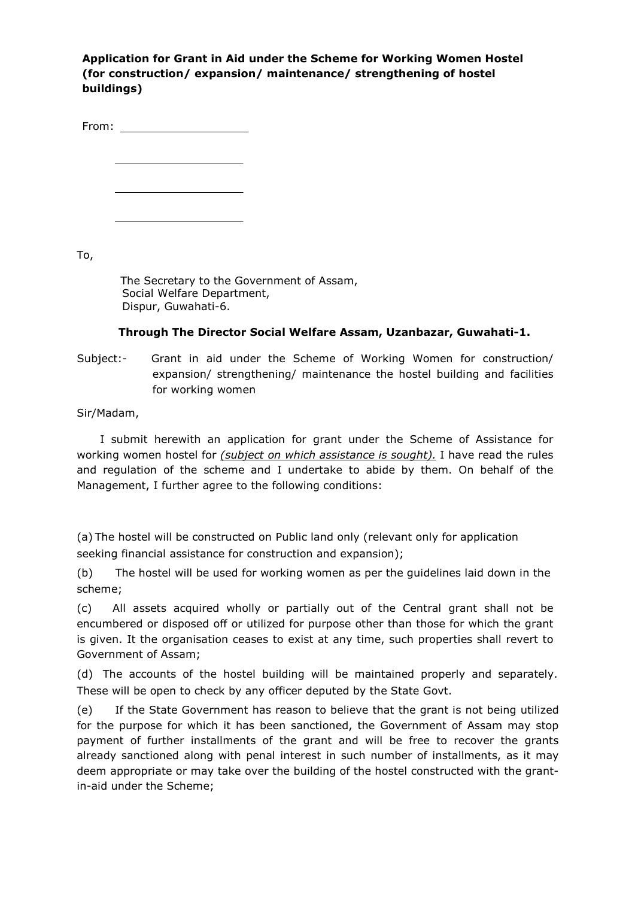**Application for Grant in Aid under the Scheme for Working Women Hostel (for construction/ expansion/ maintenance/ strengthening of hostel buildings)**

From: ____________________

____________________

____________________

____________________

To,

The Secretary to the Government of Assam,
Social Welfare Department,
Dispur, Guwahati-6.

**Through The Director Social Welfare Assam, Uzanbazar, Guwahati-1.**

Subject:- Grant in aid under the Scheme of Working Women for construction/ expansion/ strengthening/ maintenance the hostel building and facilities for working women

Sir/Madam,

I submit herewith an application for grant under the Scheme of Assistance for working women hostel for *(subject on which assistance is sought).* I have read the rules and regulation of the scheme and I undertake to abide by them. On behalf of the Management, I further agree to the following conditions:

(a) The hostel will be constructed on Public land only (relevant only for application seeking financial assistance for construction and expansion);

(b) The hostel will be used for working women as per the guidelines laid down in the scheme;

(c) All assets acquired wholly or partially out of the Central grant shall not be encumbered or disposed off or utilized for purpose other than those for which the grant is given. It the organisation ceases to exist at any time, such properties shall revert to Government of Assam;

(d) The accounts of the hostel building will be maintained properly and separately. These will be open to check by any officer deputed by the State Govt.

(e) If the State Government has reason to believe that the grant is not being utilized for the purpose for which it has been sanctioned, the Government of Assam may stop payment of further installments of the grant and will be free to recover the grants already sanctioned along with penal interest in such number of installments, as it may deem appropriate or may take over the building of the hostel constructed with the grant-in-aid under the Scheme;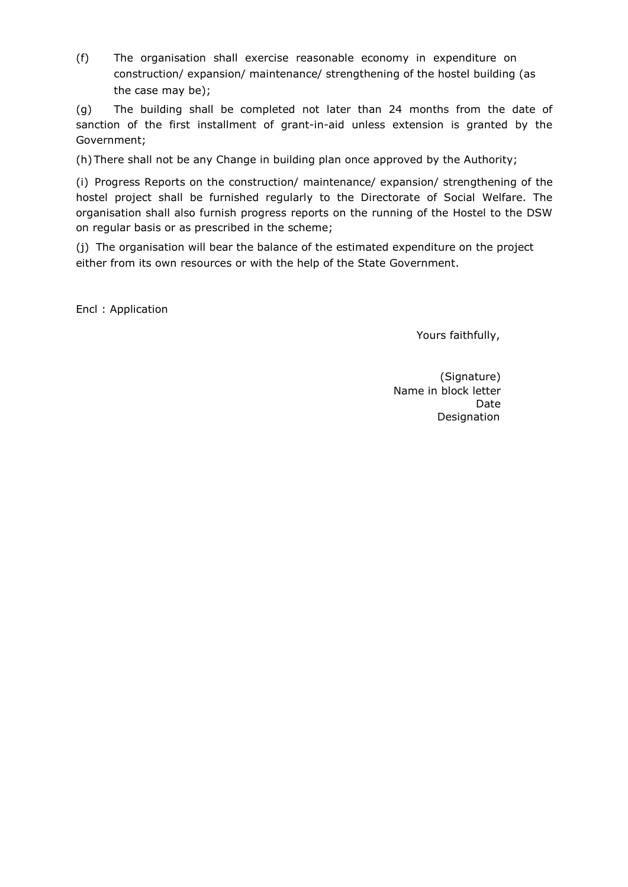(f) The organisation shall exercise reasonable economy in expenditure on construction/ expansion/ maintenance/ strengthening of the hostel building (as the case may be);

(g) The building shall be completed not later than 24 months from the date of sanction of the first installment of grant-in-aid unless extension is granted by the Government;

(h) There shall not be any Change in building plan once approved by the Authority;

(i) Progress Reports on the construction/ maintenance/ expansion/ strengthening of the hostel project shall be furnished regularly to the Directorate of Social Welfare. The organisation shall also furnish progress reports on the running of the Hostel to the DSW on regular basis or as prescribed in the scheme;

(j) The organisation will bear the balance of the estimated expenditure on the project either from its own resources or with the help of the State Government.

Encl : Application

Yours faithfully,

(Signature)
Name in block letter
Date
Designation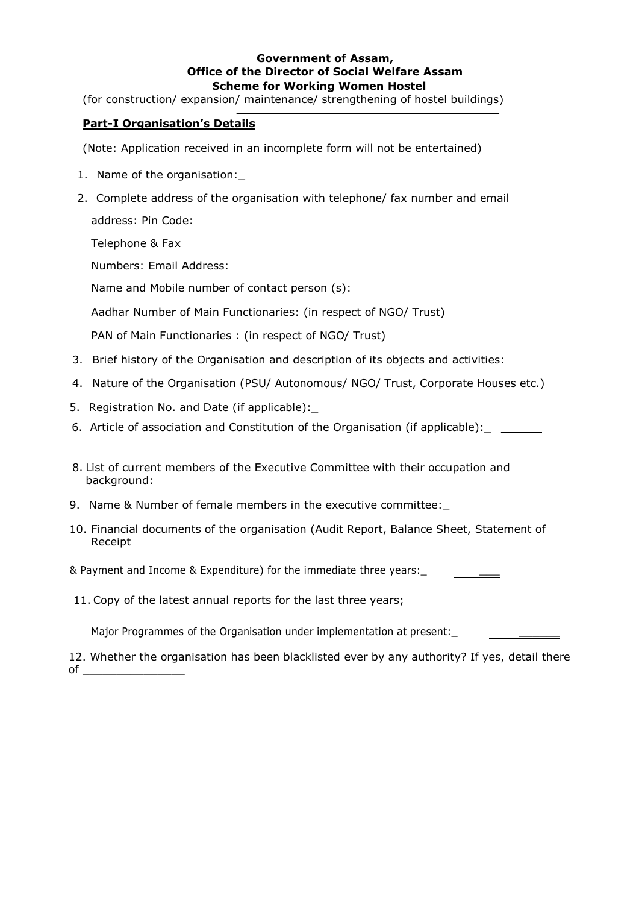**Government of Assam,**
**Office of the Director of Social Welfare Assam**
**Scheme for Working Women Hostel**

(for construction/ expansion/ maintenance/ strengthening of hostel buildings)

**Part-I Organisation's Details**

(Note: Application received in an incomplete form will not be entertained)

1. Name of the organisation:_
2. Complete address of the organisation with telephone/ fax number and email

   address: Pin Code:

   Telephone & Fax

   Numbers: Email Address:

   Name and Mobile number of contact person (s):

   Aadhar Number of Main Functionaries: (in respect of NGO/ Trust)

   PAN of Main Functionaries : (in respect of NGO/ Trust)

3. Brief history of the Organisation and description of its objects and activities:
4. Nature of the Organisation (PSU/ Autonomous/ NGO/ Trust, Corporate Houses etc.)
5. Registration No. and Date (if applicable):_
6. Article of association and Constitution of the Organisation (if applicable):_ ______

8. List of current members of the Executive Committee with their occupation and background:
9. Name & Number of female members in the executive committee:_
10. Financial documents of the organisation (Audit Report, Balance Sheet, Statement of Receipt

    & Payment and Income & Expenditure) for the immediate three years:_ ___

11. Copy of the latest annual reports for the last three years;

    Major Programmes of the Organisation under implementation at present:_ ______

12. Whether the organisation has been blacklisted ever by any authority? If yes, detail there of _______________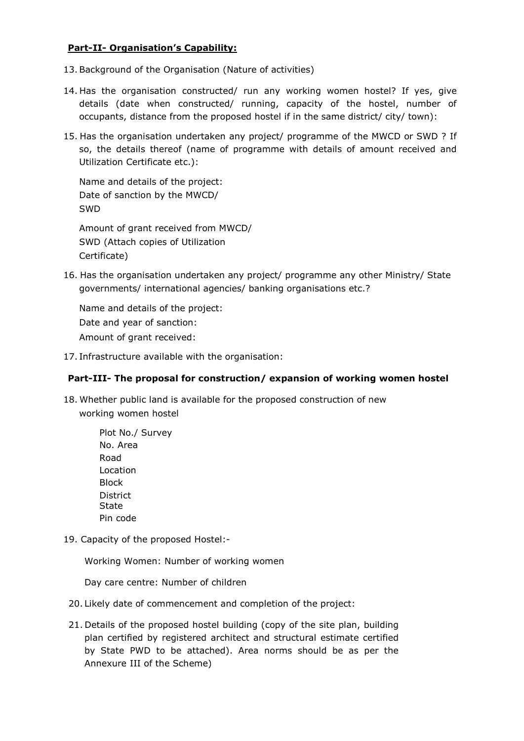**Part-II- Organisation's Capability:**

13. Background of the Organisation (Nature of activities)

14. Has the organisation constructed/ run any working women hostel? If yes, give details (date when constructed/ running, capacity of the hostel, number of occupants, distance from the proposed hostel if in the same district/ city/ town):

15. Has the organisation undertaken any project/ programme of the MWCD or SWD ? If so, the details thereof (name of programme with details of amount received and Utilization Certificate etc.):

    Name and details of the project:
    Date of sanction by the MWCD/ SWD

    Amount of grant received from MWCD/ SWD (Attach copies of Utilization Certificate)

16. Has the organisation undertaken any project/ programme any other Ministry/ State governments/ international agencies/ banking organisations etc.?

    Name and details of the project:
    Date and year of sanction:
    Amount of grant received:

17. Infrastructure available with the organisation:

**Part-III- The proposal for construction/ expansion of working women hostel**

18. Whether public land is available for the proposed construction of new working women hostel

    Plot No./ Survey
    No. Area
    Road
    Location
    Block
    District
    State
    Pin code

19. Capacity of the proposed Hostel:-

    Working Women: Number of working women

    Day care centre: Number of children

20. Likely date of commencement and completion of the project:

21. Details of the proposed hostel building (copy of the site plan, building plan certified by registered architect and structural estimate certified by State PWD to be attached). Area norms should be as per the Annexure III of the Scheme)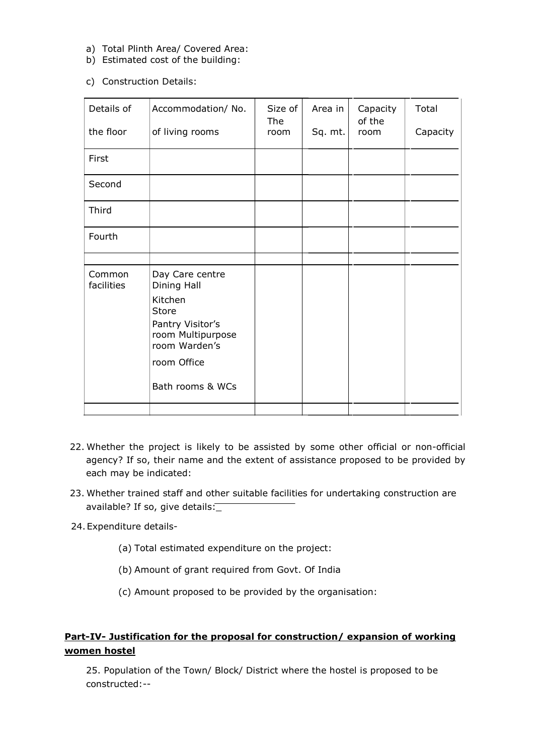a) Total Plinth Area/ Covered Area:
b) Estimated cost of the building:

c) Construction Details:

| Details of the floor | Accommodation/ No. of living rooms | Size of The room | Area in Sq. mt. | Capacity of the room | Total Capacity |
|---|---|---|---|---|---|
| First | | | | | |
| Second | | | | | |
| Third | | | | | |
| Fourth | | | | | |
| | | | | | |
| Common facilities | Day Care centre Dining Hall Kitchen Store Pantry Visitor's room Multipurpose room Warden's room Office Bath rooms & WCs | | | | |
| | | | | | |

22. Whether the project is likely to be assisted by some other official or non-official agency? If so, their name and the extent of assistance proposed to be provided by each may be indicated:

23. Whether trained staff and other suitable facilities for undertaking construction are available? If so, give details:_

24. Expenditure details-

    (a) Total estimated expenditure on the project:

    (b) Amount of grant required from Govt. Of India

    (c) Amount proposed to be provided by the organisation:

**Part-IV- Justification for the proposal for construction/ expansion of working women hostel**

25. Population of the Town/ Block/ District where the hostel is proposed to be constructed:--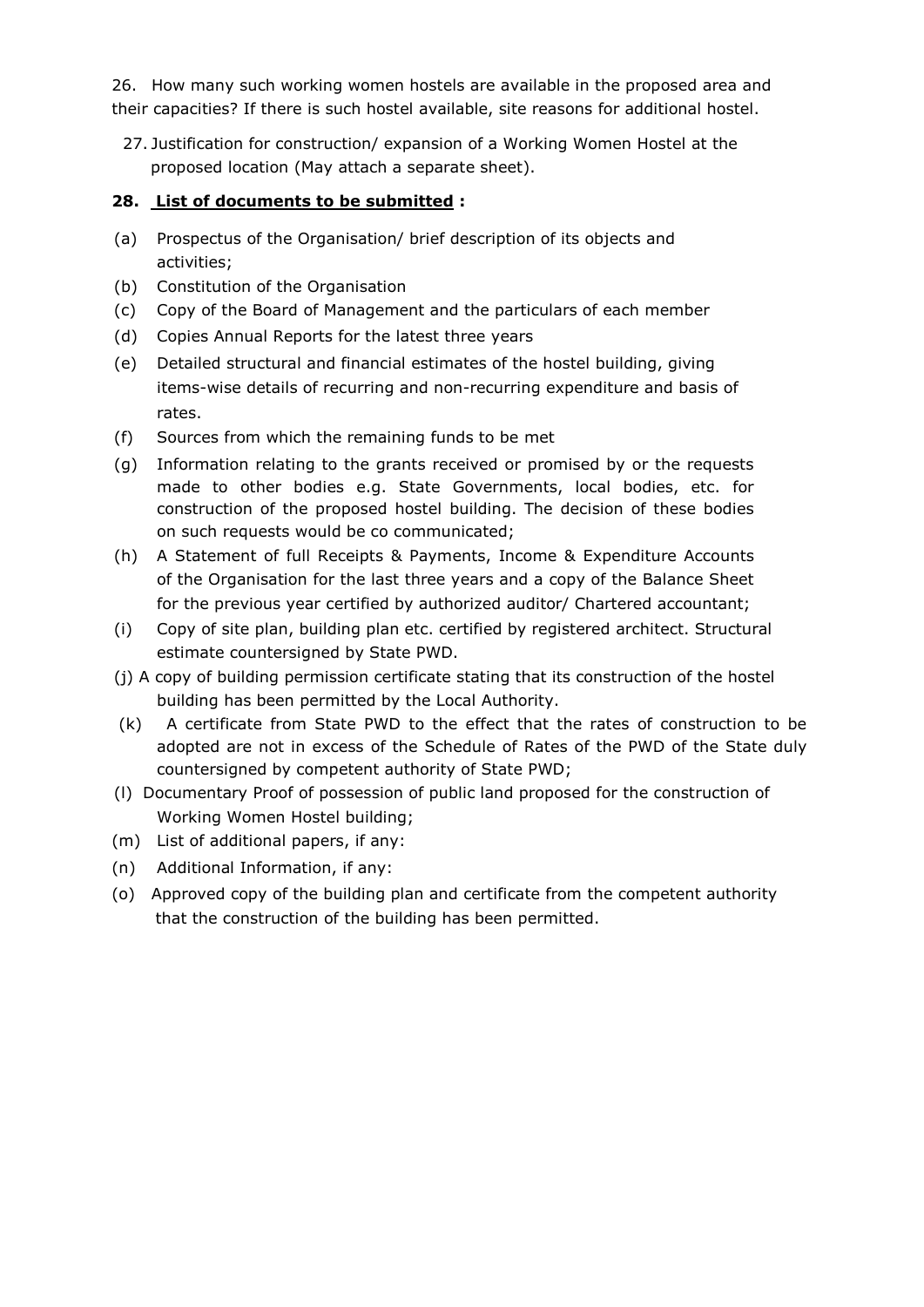26. How many such working women hostels are available in the proposed area and their capacities? If there is such hostel available, site reasons for additional hostel.

27. Justification for construction/ expansion of a Working Women Hostel at the proposed location (May attach a separate sheet).

**28. List of documents to be submitted :**

(a) Prospectus of the Organisation/ brief description of its objects and activities;

(b) Constitution of the Organisation

(c) Copy of the Board of Management and the particulars of each member

(d) Copies Annual Reports for the latest three years

(e) Detailed structural and financial estimates of the hostel building, giving items-wise details of recurring and non-recurring expenditure and basis of rates.

(f) Sources from which the remaining funds to be met

(g) Information relating to the grants received or promised by or the requests made to other bodies e.g. State Governments, local bodies, etc. for construction of the proposed hostel building. The decision of these bodies on such requests would be co communicated;

(h) A Statement of full Receipts & Payments, Income & Expenditure Accounts of the Organisation for the last three years and a copy of the Balance Sheet for the previous year certified by authorized auditor/ Chartered accountant;

(i) Copy of site plan, building plan etc. certified by registered architect. Structural estimate countersigned by State PWD.

(j) A copy of building permission certificate stating that its construction of the hostel building has been permitted by the Local Authority.

(k) A certificate from State PWD to the effect that the rates of construction to be adopted are not in excess of the Schedule of Rates of the PWD of the State duly countersigned by competent authority of State PWD;

(l) Documentary Proof of possession of public land proposed for the construction of Working Women Hostel building;

(m) List of additional papers, if any:

(n) Additional Information, if any:

(o) Approved copy of the building plan and certificate from the competent authority that the construction of the building has been permitted.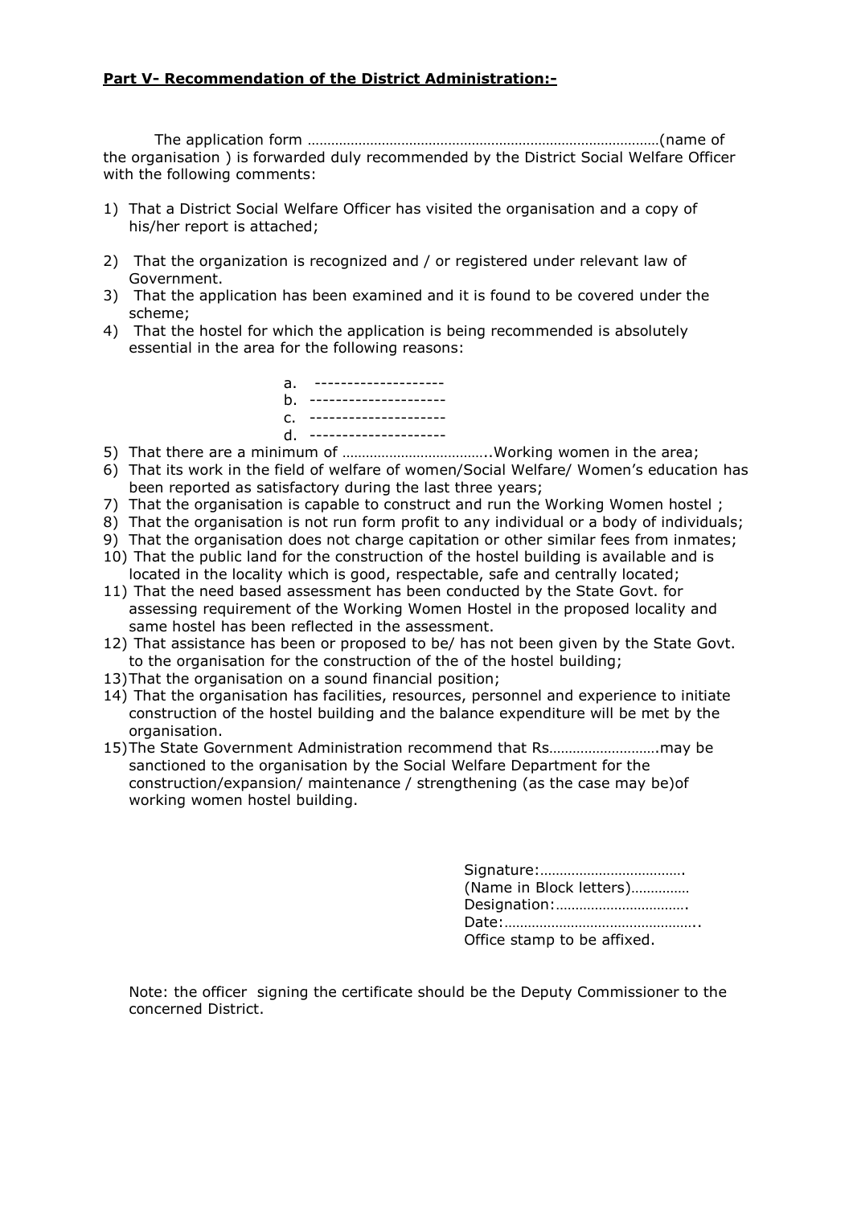**Part V- Recommendation of the District Administration:-**

The application form …………………………………………………………………………… (name of the organisation ) is forwarded duly recommended by the District Social Welfare Officer with the following comments:

1) That a District Social Welfare Officer has visited the organisation and a copy of his/her report is attached;
2) That the organization is recognized and / or registered under relevant law of Government.
3) That the application has been examined and it is found to be covered under the scheme;
4) That the hostel for which the application is being recommended is absolutely essential in the area for the following reasons:

    a. --------------------
    b. ---------------------
    c. ---------------------
    d. ---------------------

5) That there are a minimum of ………………………………..Working women in the area;
6) That its work in the field of welfare of women/Social Welfare/ Women's education has been reported as satisfactory during the last three years;
7) That the organisation is capable to construct and run the Working Women hostel ;
8) That the organisation is not run form profit to any individual or a body of individuals;
9) That the organisation does not charge capitation or other similar fees from inmates;
10) That the public land for the construction of the hostel building is available and is located in the locality which is good, respectable, safe and centrally located;
11) That the need based assessment has been conducted by the State Govt. for assessing requirement of the Working Women Hostel in the proposed locality and same hostel has been reflected in the assessment.
12) That assistance has been or proposed to be/ has not been given by the State Govt. to the organisation for the construction of the of the hostel building;
13) That the organisation on a sound financial position;
14) That the organisation has facilities, resources, personnel and experience to initiate construction of the hostel building and the balance expenditure will be met by the organisation.
15) The State Government Administration recommend that Rs……………………….may be sanctioned to the organisation by the Social Welfare Department for the construction/expansion/ maintenance / strengthening (as the case may be)of working women hostel building.

Signature:……………………………….  
(Name in Block letters)……………  
Designation:…………………………….  
Date:…………………………………………..  
Office stamp to be affixed.

Note: the officer signing the certificate should be the Deputy Commissioner to the concerned District.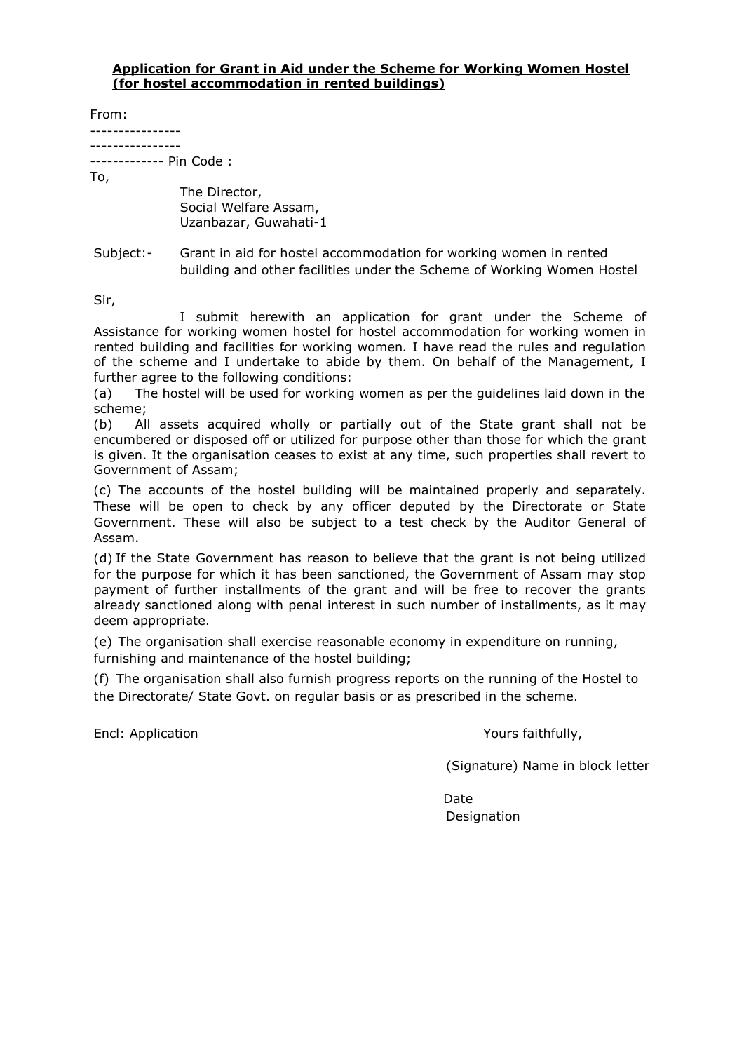**Application for Grant in Aid under the Scheme for Working Women Hostel (for hostel accommodation in rented buildings)**

From:

----------------

----------------

------------ Pin Code :

To,

The Director,
Social Welfare Assam,
Uzanbazar, Guwahati-1

Subject:- Grant in aid for hostel accommodation for working women in rented building and other facilities under the Scheme of Working Women Hostel

Sir,

I submit herewith an application for grant under the Scheme of Assistance for working women hostel for hostel accommodation for working women in rented building and facilities for working women. I have read the rules and regulation of the scheme and I undertake to abide by them. On behalf of the Management, I further agree to the following conditions:

(a) The hostel will be used for working women as per the guidelines laid down in the scheme;

(b) All assets acquired wholly or partially out of the State grant shall not be encumbered or disposed off or utilized for purpose other than those for which the grant is given. It the organisation ceases to exist at any time, such properties shall revert to Government of Assam;

(c) The accounts of the hostel building will be maintained properly and separately. These will be open to check by any officer deputed by the Directorate or State Government. These will also be subject to a test check by the Auditor General of Assam.

(d) If the State Government has reason to believe that the grant is not being utilized for the purpose for which it has been sanctioned, the Government of Assam may stop payment of further installments of the grant and will be free to recover the grants already sanctioned along with penal interest in such number of installments, as it may deem appropriate.

(e) The organisation shall exercise reasonable economy in expenditure on running, furnishing and maintenance of the hostel building;

(f) The organisation shall also furnish progress reports on the running of the Hostel to the Directorate/ State Govt. on regular basis or as prescribed in the scheme.

Encl: Application

Yours faithfully,

(Signature) Name in block letter

Date

Designation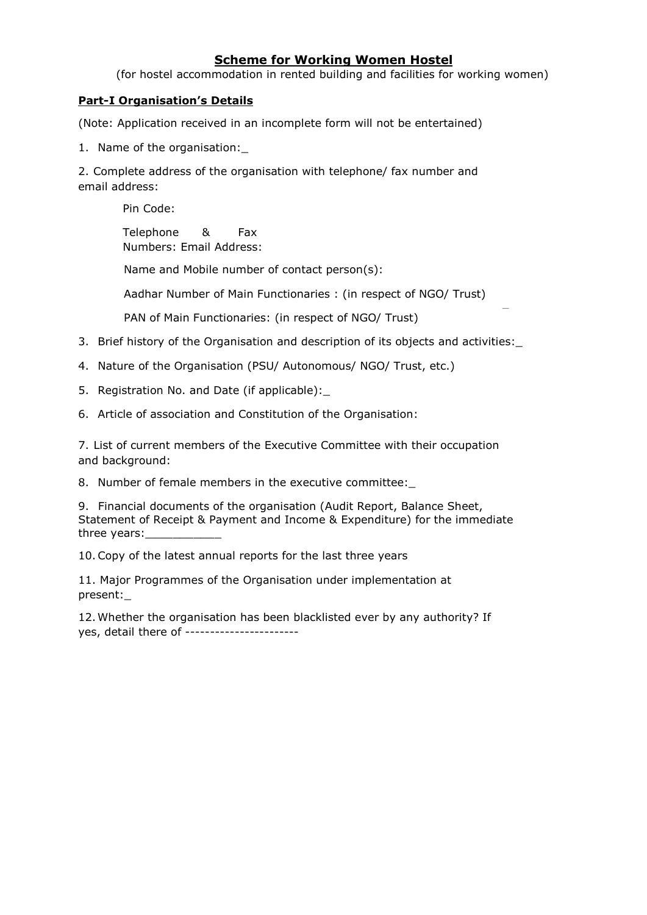## Scheme for Working Women Hostel

(for hostel accommodation in rented building and facilities for working women)

### Part-I Organisation's Details

(Note: Application received in an incomplete form will not be entertained)

1. Name of the organisation:_

2. Complete address of the organisation with telephone/ fax number and email address:

   Pin Code:

   Telephone & Fax Numbers: Email Address:

   Name and Mobile number of contact person(s):

   Aadhar Number of Main Functionaries : (in respect of NGO/ Trust)

   PAN of Main Functionaries: (in respect of NGO/ Trust)

3. Brief history of the Organisation and description of its objects and activities:_

4. Nature of the Organisation (PSU/ Autonomous/ NGO/ Trust, etc.)

5. Registration No. and Date (if applicable):_

6. Article of association and Constitution of the Organisation:

7. List of current members of the Executive Committee with their occupation and background:

8. Number of female members in the executive committee:_

9. Financial documents of the organisation (Audit Report, Balance Sheet, Statement of Receipt & Payment and Income & Expenditure) for the immediate three years:___________

10. Copy of the latest annual reports for the last three years

11. Major Programmes of the Organisation under implementation at present:_

12. Whether the organisation has been blacklisted ever by any authority? If yes, detail there of -----------------------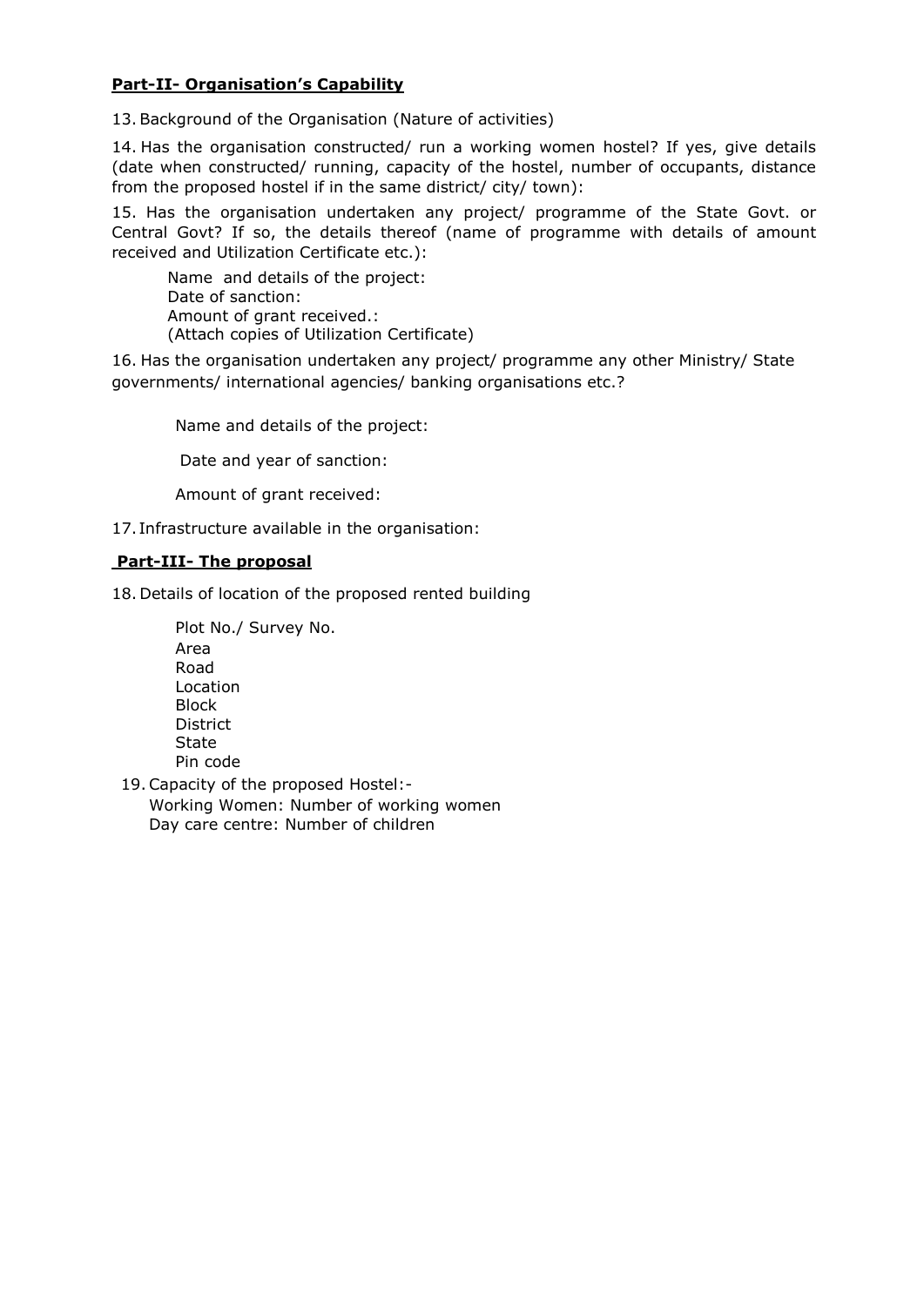**Part-II- Organisation's Capability**

13. Background of the Organisation (Nature of activities)

14. Has the organisation constructed/ run a working women hostel? If yes, give details (date when constructed/ running, capacity of the hostel, number of occupants, distance from the proposed hostel if in the same district/ city/ town):

15. Has the organisation undertaken any project/ programme of the State Govt. or Central Govt? If so, the details thereof (name of programme with details of amount received and Utilization Certificate etc.):

Name and details of the project:
Date of sanction:
Amount of grant received.:
(Attach copies of Utilization Certificate)

16. Has the organisation undertaken any project/ programme any other Ministry/ State governments/ international agencies/ banking organisations etc.?

Name and details of the project:

Date and year of sanction:

Amount of grant received:

17. Infrastructure available in the organisation:

**Part-III- The proposal**

18. Details of location of the proposed rented building

Plot No./ Survey No.
Area
Road
Location
Block
District
State
Pin code

19. Capacity of the proposed Hostel:-
Working Women: Number of working women
Day care centre: Number of children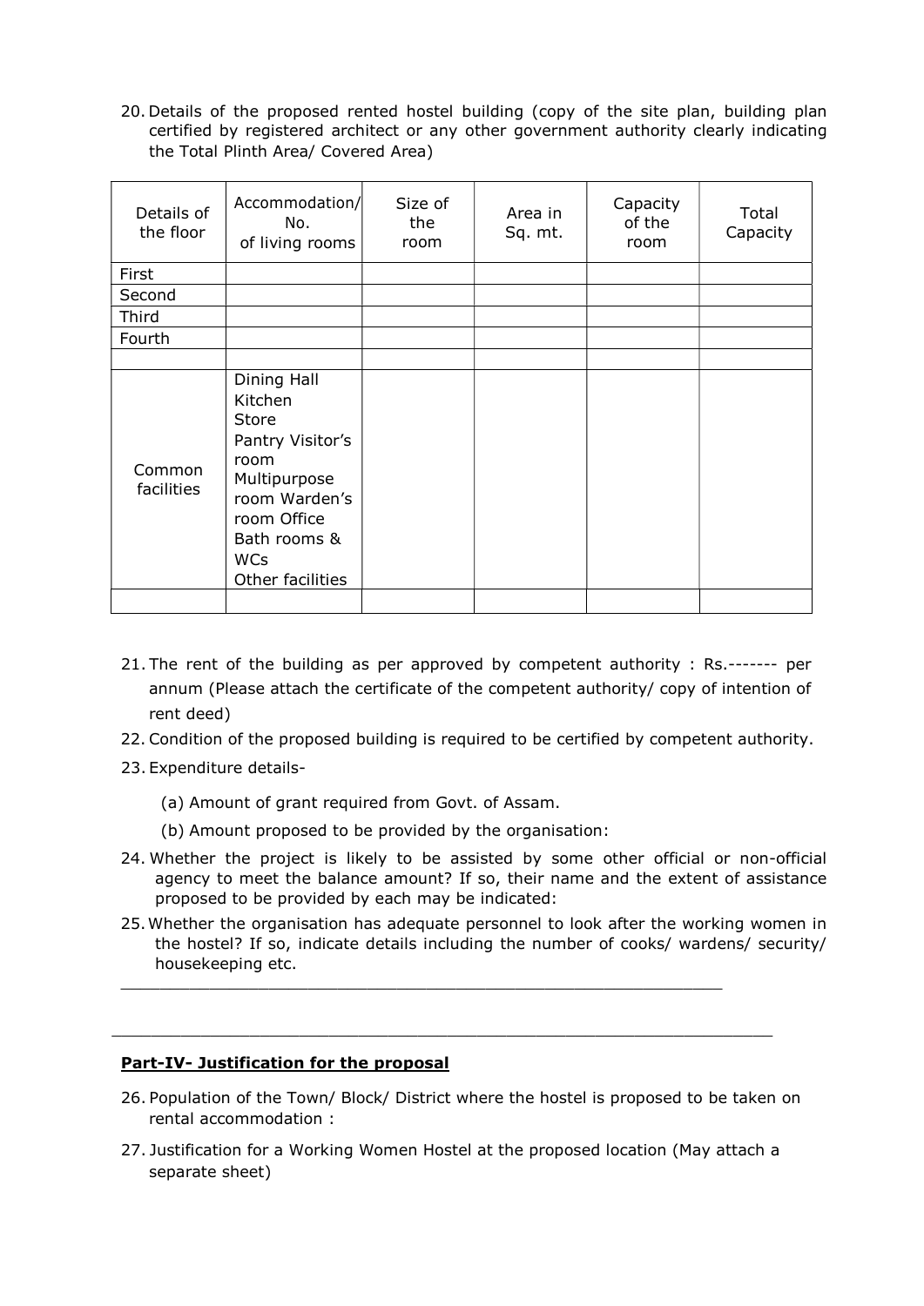20. Details of the proposed rented hostel building (copy of the site plan, building plan certified by registered architect or any other government authority clearly indicating the Total Plinth Area/ Covered Area)

| Details of the floor | Accommodation/ No. of living rooms | Size of the room | Area in Sq. mt. | Capacity of the room | Total Capacity |
|---|---|---|---|---|---|
| First | | | | | |
| Second | | | | | |
| Third | | | | | |
| Fourth | | | | | |
| | | | | | |
| Common facilities | Dining Hall<br>Kitchen<br>Store<br>Pantry Visitor's room<br>Multipurpose room Warden's room Office<br>Bath rooms & WCs<br>Other facilities | | | | |
| | | | | | |

21. The rent of the building as per approved by competent authority : Rs.------- per annum (Please attach the certificate of the competent authority/ copy of intention of rent deed)
22. Condition of the proposed building is required to be certified by competent authority.
23. Expenditure details-
    (a) Amount of grant required from Govt. of Assam.
    (b) Amount proposed to be provided by the organisation:
24. Whether the project is likely to be assisted by some other official or non-official agency to meet the balance amount? If so, their name and the extent of assistance proposed to be provided by each may be indicated:
25. Whether the organisation has adequate personnel to look after the working women in the hostel? If so, indicate details including the number of cooks/ wardens/ security/ housekeeping etc.

_______________________________________________________________

_______________________________________________________________

**Part-IV- Justification for the proposal**

26. Population of the Town/ Block/ District where the hostel is proposed to be taken on rental accommodation :
27. Justification for a Working Women Hostel at the proposed location (May attach a separate sheet)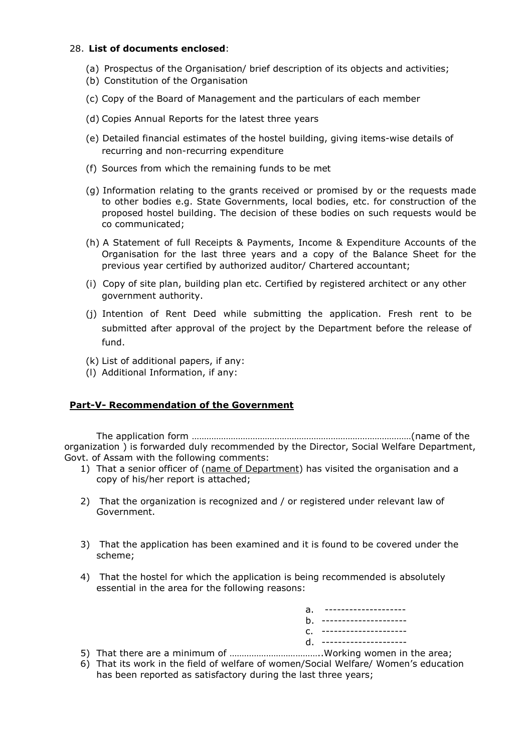28. **List of documents enclosed**:

(a) Prospectus of the Organisation/ brief description of its objects and activities;
(b) Constitution of the Organisation
(c) Copy of the Board of Management and the particulars of each member
(d) Copies Annual Reports for the latest three years
(e) Detailed financial estimates of the hostel building, giving items-wise details of recurring and non-recurring expenditure
(f) Sources from which the remaining funds to be met
(g) Information relating to the grants received or promised by or the requests made to other bodies e.g. State Governments, local bodies, etc. for construction of the proposed hostel building. The decision of these bodies on such requests would be co communicated;
(h) A Statement of full Receipts & Payments, Income & Expenditure Accounts of the Organisation for the last three years and a copy of the Balance Sheet for the previous year certified by authorized auditor/ Chartered accountant;
(i) Copy of site plan, building plan etc. Certified by registered architect or any other government authority.
(j) Intention of Rent Deed while submitting the application. Fresh rent to be submitted after approval of the project by the Department before the release of fund.
(k) List of additional papers, if any:
(l) Additional Information, if any:

## **Part-V- Recommendation of the Government**

The application form …………………………………………………………………………(name of the organization ) is forwarded duly recommended by the Director, Social Welfare Department, Govt. of Assam with the following comments:

1) That a senior officer of (name of Department) has visited the organisation and a copy of his/her report is attached;
2) That the organization is recognized and / or registered under relevant law of Government.
3) That the application has been examined and it is found to be covered under the scheme;
4) That the hostel for which the application is being recommended is absolutely essential in the area for the following reasons:
   a. --------------------
   b. ---------------------
   c. ---------------------
   d. ---------------------
5) That there are a minimum of ………………………………..Working women in the area;
6) That its work in the field of welfare of women/Social Welfare/ Women's education has been reported as satisfactory during the last three years;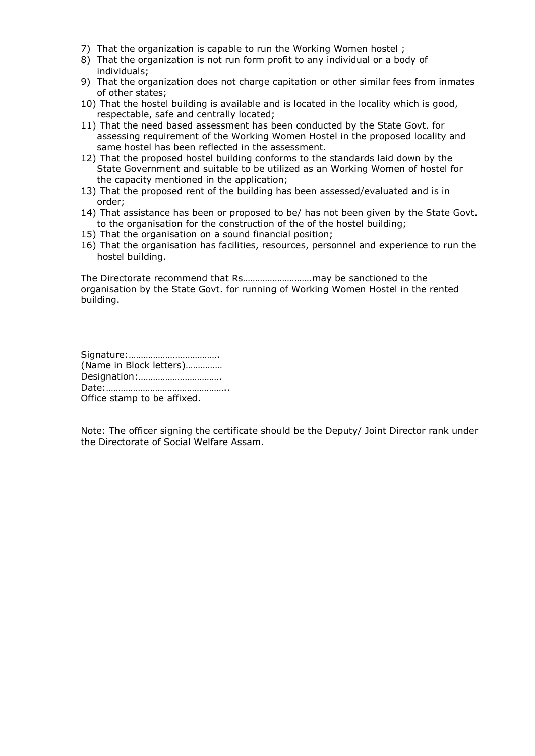7) That the organization is capable to run the Working Women hostel ;
8) That the organization is not run form profit to any individual or a body of individuals;
9) That the organization does not charge capitation or other similar fees from inmates of other states;
10) That the hostel building is available and is located in the locality which is good, respectable, safe and centrally located;
11) That the need based assessment has been conducted by the State Govt. for assessing requirement of the Working Women Hostel in the proposed locality and same hostel has been reflected in the assessment.
12) That the proposed hostel building conforms to the standards laid down by the State Government and suitable to be utilized as an Working Women of hostel for the capacity mentioned in the application;
13) That the proposed rent of the building has been assessed/evaluated and is in order;
14) That assistance has been or proposed to be/ has not been given by the State Govt. to the organisation for the construction of the of the hostel building;
15) That the organisation on a sound financial position;
16) That the organisation has facilities, resources, personnel and experience to run the hostel building.

The Directorate recommend that Rs……………………….may be sanctioned to the organisation by the State Govt. for running of Working Women Hostel in the rented building.

Signature:……………………………….
(Name in Block letters)……………
Designation:…………………………….
Date:…………………………………………..
Office stamp to be affixed.

Note: The officer signing the certificate should be the Deputy/ Joint Director rank under the Directorate of Social Welfare Assam.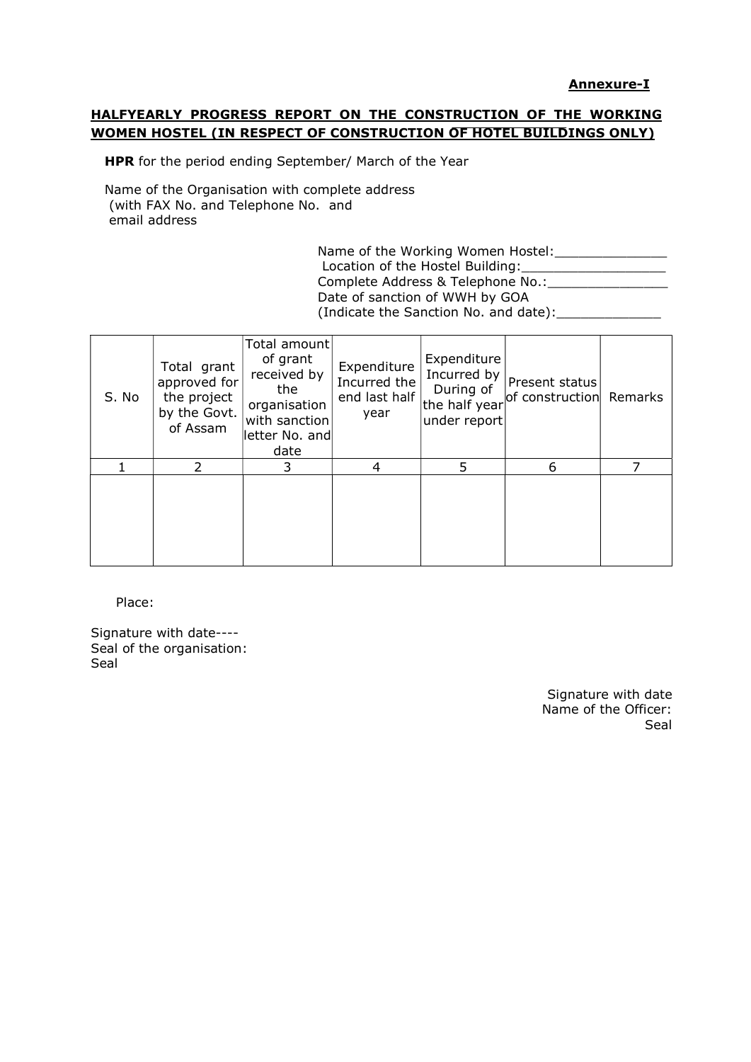**Annexure-I**

## HALFYEARLY PROGRESS REPORT ON THE CONSTRUCTION OF THE WORKING WOMEN HOSTEL (IN RESPECT OF CONSTRUCTION OF HOTEL BUILDINGS ONLY)

**HPR** for the period ending September/ March of the Year

Name of the Organisation with complete address
(with FAX No. and Telephone No. and
email address

Name of the Working Women Hostel:______________
Location of the Hostel Building:__________________
Complete Address & Telephone No.:_______________
Date of sanction of WWH by GOA
(Indicate the Sanction No. and date):_____________

| S. No | Total grant approved for the project by the Govt. of Assam | Total amount of grant received by the organisation with sanction letter No. and date | Expenditure Incurred the end last half year | Expenditure Incurred by During of the half year under report | Present status of construction | Remarks |
|---|---|---|---|---|---|---|
| 1 | 2 | 3 | 4 | 5 | 6 | 7 |
| | | | | | | |

Place:

Signature with date----
Seal of the organisation:
Seal

Signature with date
Name of the Officer:
Seal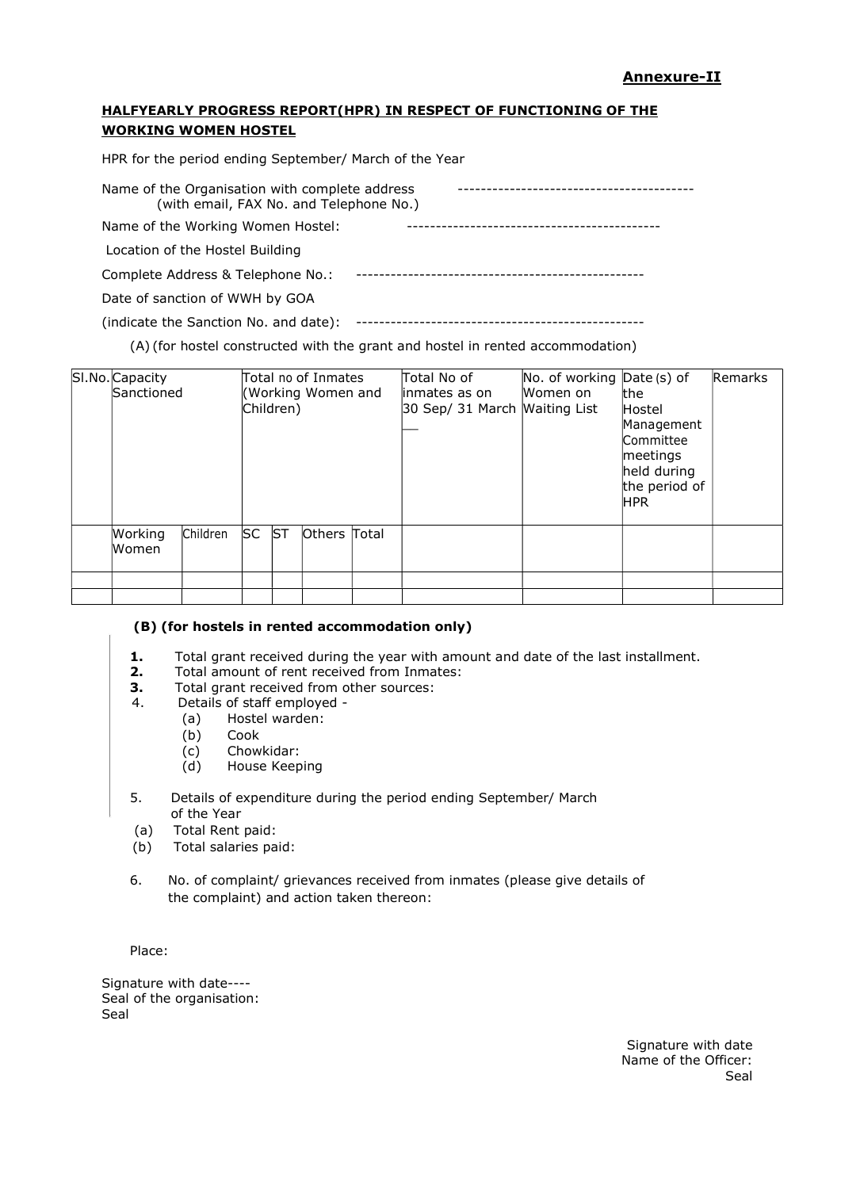**Annexure-II**

**HALFYEARLY PROGRESS REPORT(HPR) IN RESPECT OF FUNCTIONING OF THE WORKING WOMEN HOSTEL**

HPR for the period ending September/ March of the Year

Name of the Organisation with complete address (with email, FAX No. and Telephone No.) -----------------------------------------

Name of the Working Women Hostel: -------------------------------------------

Location of the Hostel Building

Complete Address & Telephone No.: --------------------------------------------------

Date of sanction of WWH by GOA

(indicate the Sanction No. and date): --------------------------------------------------

(A) (for hostel constructed with the grant and hostel in rented accommodation)

| Sl.No. | Capacity Sanctioned | | Total no of Inmates (Working Women and Children) | | | | Total No of inmates as on 30 Sep/ 31 March ___ | No. of working Women on Waiting List | Date (s) of the Hostel Management Committee meetings held during the period of HPR | Remarks |
|---|---|---|---|---|---|---|---|---|---|---|
| | Working Women | Children | SC | ST | Others | Total | | | | |
| | | | | | | | | | | |
| | | | | | | | | | | |

**(B) (for hostels in rented accommodation only)**

1. Total grant received during the year with amount and date of the last installment.
2. Total amount of rent received from Inmates:
3. Total grant received from other sources:
4. Details of staff employed -
   (a) Hostel warden:
   (b) Cook
   (c) Chowkidar:
   (d) House Keeping

5. Details of expenditure during the period ending September/ March of the Year
   (a) Total Rent paid:
   (b) Total salaries paid:

6. No. of complaint/ grievances received from inmates (please give details of the complaint) and action taken thereon:

Place:

Signature with date----
Seal of the organisation:
Seal

Signature with date
Name of the Officer:
Seal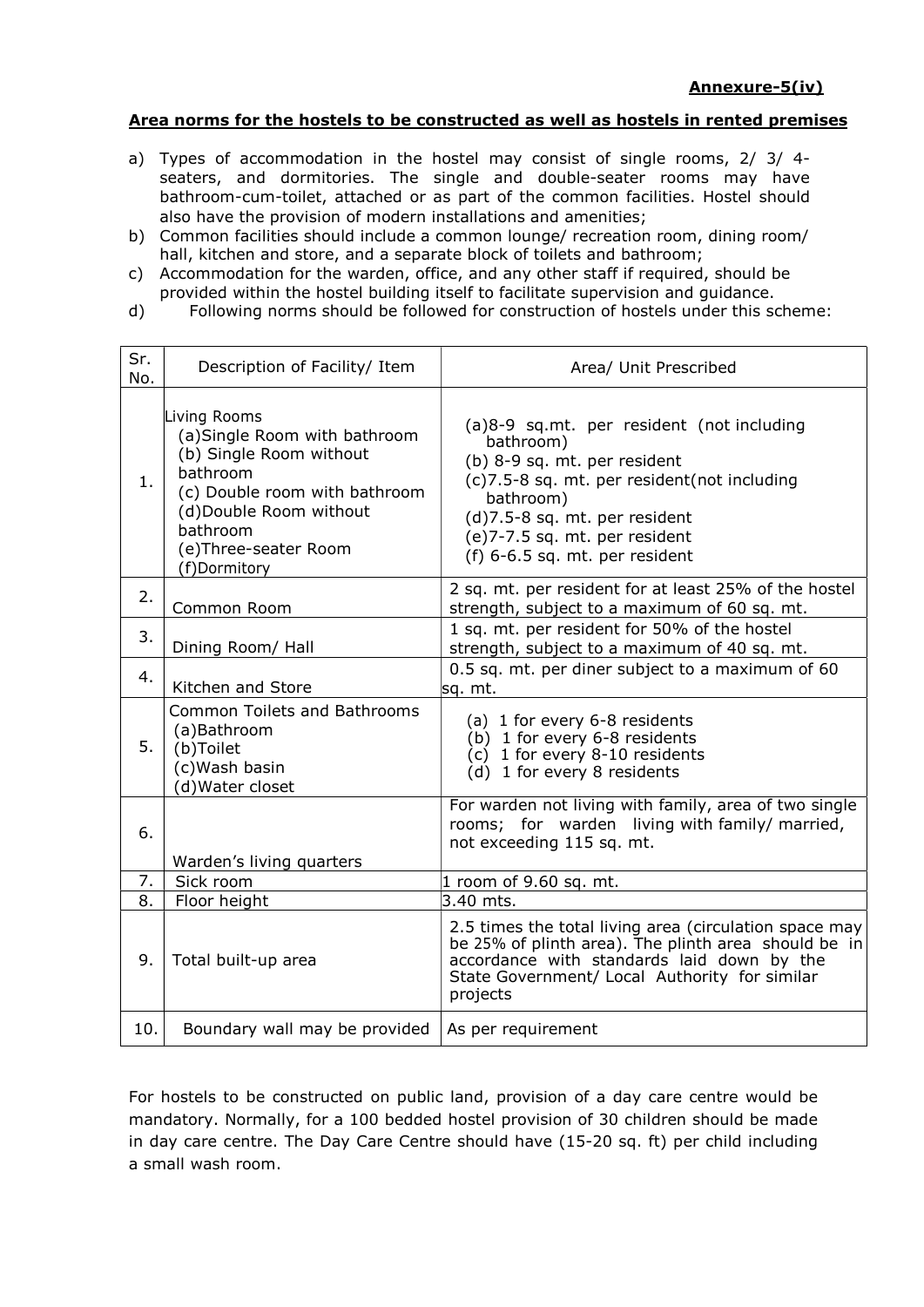**Annexure-5(iv)**

**Area norms for the hostels to be constructed as well as hostels in rented premises**

a) Types of accommodation in the hostel may consist of single rooms, 2/ 3/ 4-seaters, and dormitories. The single and double-seater rooms may have bathroom-cum-toilet, attached or as part of the common facilities. Hostel should also have the provision of modern installations and amenities;
b) Common facilities should include a common lounge/ recreation room, dining room/ hall, kitchen and store, and a separate block of toilets and bathroom;
c) Accommodation for the warden, office, and any other staff if required, should be provided within the hostel building itself to facilitate supervision and guidance.
d) Following norms should be followed for construction of hostels under this scheme:

| Sr. No. | Description of Facility/ Item | Area/ Unit Prescribed |
|---|---|---|
| 1. | Living Rooms<br>(a)Single Room with bathroom<br>(b) Single Room without bathroom<br>(c) Double room with bathroom<br>(d)Double Room without bathroom<br>(e)Three-seater Room<br>(f)Dormitory | (a)8-9 sq.mt. per resident (not including bathroom)<br>(b) 8-9 sq. mt. per resident<br>(c)7.5-8 sq. mt. per resident(not including bathroom)<br>(d)7.5-8 sq. mt. per resident<br>(e)7-7.5 sq. mt. per resident<br>(f) 6-6.5 sq. mt. per resident |
| 2. | Common Room | 2 sq. mt. per resident for at least 25% of the hostel strength, subject to a maximum of 60 sq. mt. |
| 3. | Dining Room/ Hall | 1 sq. mt. per resident for 50% of the hostel strength, subject to a maximum of 40 sq. mt. |
| 4. | Kitchen and Store | 0.5 sq. mt. per diner subject to a maximum of 60 sq. mt. |
| 5. | Common Toilets and Bathrooms<br>(a)Bathroom<br>(b)Toilet<br>(c)Wash basin<br>(d)Water closet | (a) 1 for every 6-8 residents<br>(b) 1 for every 6-8 residents<br>(c) 1 for every 8-10 residents<br>(d) 1 for every 8 residents |
| 6. | Warden's living quarters | For warden not living with family, area of two single rooms; for warden living with family/ married, not exceeding 115 sq. mt. |
| 7. | Sick room | 1 room of 9.60 sq. mt. |
| 8. | Floor height | 3.40 mts. |
| 9. | Total built-up area | 2.5 times the total living area (circulation space may be 25% of plinth area). The plinth area should be in accordance with standards laid down by the State Government/ Local Authority for similar projects |
| 10. | Boundary wall may be provided | As per requirement |

For hostels to be constructed on public land, provision of a day care centre would be mandatory. Normally, for a 100 bedded hostel provision of 30 children should be made in day care centre. The Day Care Centre should have (15-20 sq. ft) per child including a small wash room.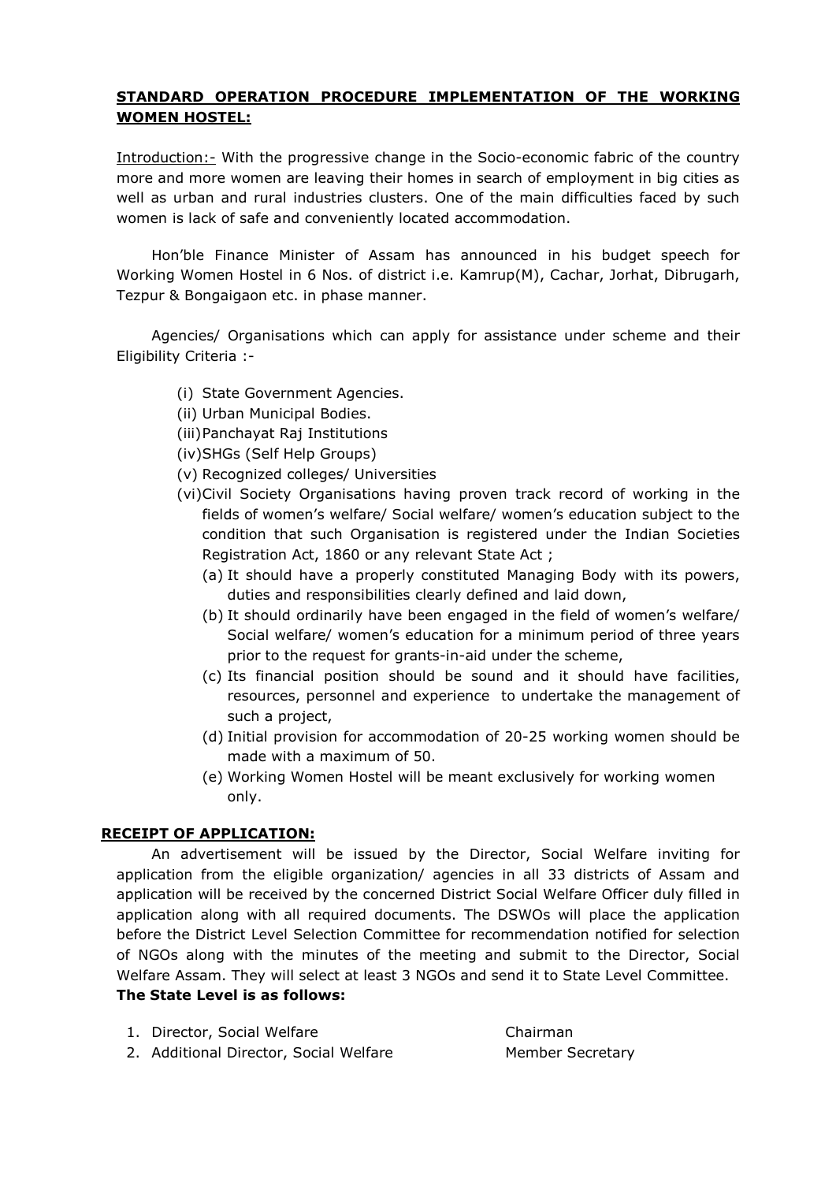## **STANDARD OPERATION PROCEDURE IMPLEMENTATION OF THE WORKING WOMEN HOSTEL:**

Introduction:- With the progressive change in the Socio-economic fabric of the country more and more women are leaving their homes in search of employment in big cities as well as urban and rural industries clusters. One of the main difficulties faced by such women is lack of safe and conveniently located accommodation.

Hon'ble Finance Minister of Assam has announced in his budget speech for Working Women Hostel in 6 Nos. of district i.e. Kamrup(M), Cachar, Jorhat, Dibrugarh, Tezpur & Bongaigaon etc. in phase manner.

Agencies/ Organisations which can apply for assistance under scheme and their Eligibility Criteria :-

- (i) State Government Agencies.
- (ii) Urban Municipal Bodies.
- (iii) Panchayat Raj Institutions
- (iv) SHGs (Self Help Groups)
- (v) Recognized colleges/ Universities
- (vi) Civil Society Organisations having proven track record of working in the fields of women's welfare/ Social welfare/ women's education subject to the condition that such Organisation is registered under the Indian Societies Registration Act, 1860 or any relevant State Act ;
  - (a) It should have a properly constituted Managing Body with its powers, duties and responsibilities clearly defined and laid down,
  - (b) It should ordinarily have been engaged in the field of women's welfare/ Social welfare/ women's education for a minimum period of three years prior to the request for grants-in-aid under the scheme,
  - (c) Its financial position should be sound and it should have facilities, resources, personnel and experience to undertake the management of such a project,
  - (d) Initial provision for accommodation of 20-25 working women should be made with a maximum of 50.
  - (e) Working Women Hostel will be meant exclusively for working women only.

### **RECEIPT OF APPLICATION:**

An advertisement will be issued by the Director, Social Welfare inviting for application from the eligible organization/ agencies in all 33 districts of Assam and application will be received by the concerned District Social Welfare Officer duly filled in application along with all required documents. The DSWOs will place the application before the District Level Selection Committee for recommendation notified for selection of NGOs along with the minutes of the meeting and submit to the Director, Social Welfare Assam. They will select at least 3 NGOs and send it to State Level Committee.

**The State Level is as follows:**

1. Director, Social Welfare — Chairman
2. Additional Director, Social Welfare — Member Secretary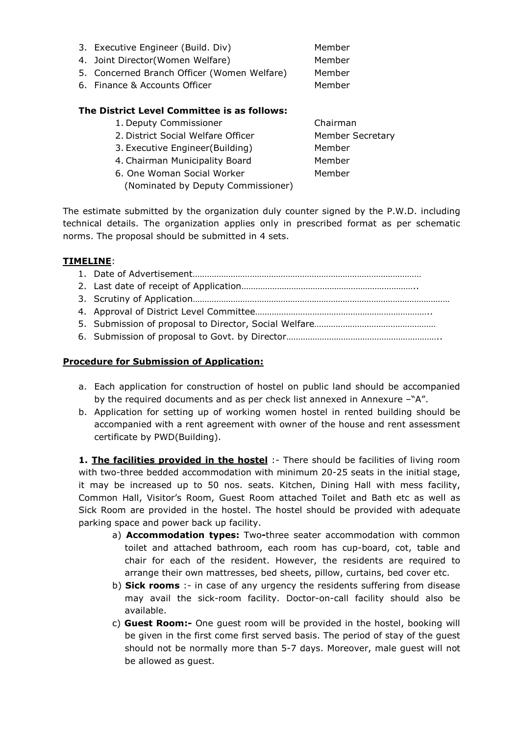3. Executive Engineer (Build. Div) Member
4. Joint Director(Women Welfare) Member
5. Concerned Branch Officer (Women Welfare) Member
6. Finance & Accounts Officer Member

**The District Level Committee is as follows:**

| | |
|---|---|
| 1. Deputy Commissioner | Chairman |
| 2. District Social Welfare Officer | Member Secretary |
| 3. Executive Engineer(Building) | Member |
| 4. Chairman Municipality Board | Member |
| 6. One Woman Social Worker (Nominated by Deputy Commissioner) | Member |

The estimate submitted by the organization duly counter signed by the P.W.D. including technical details. The organization applies only in prescribed format as per schematic norms. The proposal should be submitted in 4 sets.

**TIMELINE**:

1. Date of Advertisement……………………………………………………………………………………
2. Last date of receipt of Application………………………………………………………………..
3. Scrutiny of Application………………………………………………………………………………………………
4. Approval of District Level Committee………………………………………………………………..
5. Submission of proposal to Director, Social Welfare……………………………………………
6. Submission of proposal to Govt. by Director……………………………………………………..

**Procedure for Submission of Application:**

a. Each application for construction of hostel on public land should be accompanied by the required documents and as per check list annexed in Annexure –"A".
b. Application for setting up of working women hostel in rented building should be accompanied with a rent agreement with owner of the house and rent assessment certificate by PWD(Building).

**1. The facilities provided in the hostel** :- There should be facilities of living room with two-three bedded accommodation with minimum 20-25 seats in the initial stage, it may be increased up to 50 nos. seats. Kitchen, Dining Hall with mess facility, Common Hall, Visitor's Room, Guest Room attached Toilet and Bath etc as well as Sick Room are provided in the hostel. The hostel should be provided with adequate parking space and power back up facility.

a) **Accommodation types:** Two-three seater accommodation with common toilet and attached bathroom, each room has cup-board, cot, table and chair for each of the resident. However, the residents are required to arrange their own mattresses, bed sheets, pillow, curtains, bed cover etc.
b) **Sick rooms** :- in case of any urgency the residents suffering from disease may avail the sick-room facility. Doctor-on-call facility should also be available.
c) **Guest Room:-** One guest room will be provided in the hostel, booking will be given in the first come first served basis. The period of stay of the guest should not be normally more than 5-7 days. Moreover, male guest will not be allowed as guest.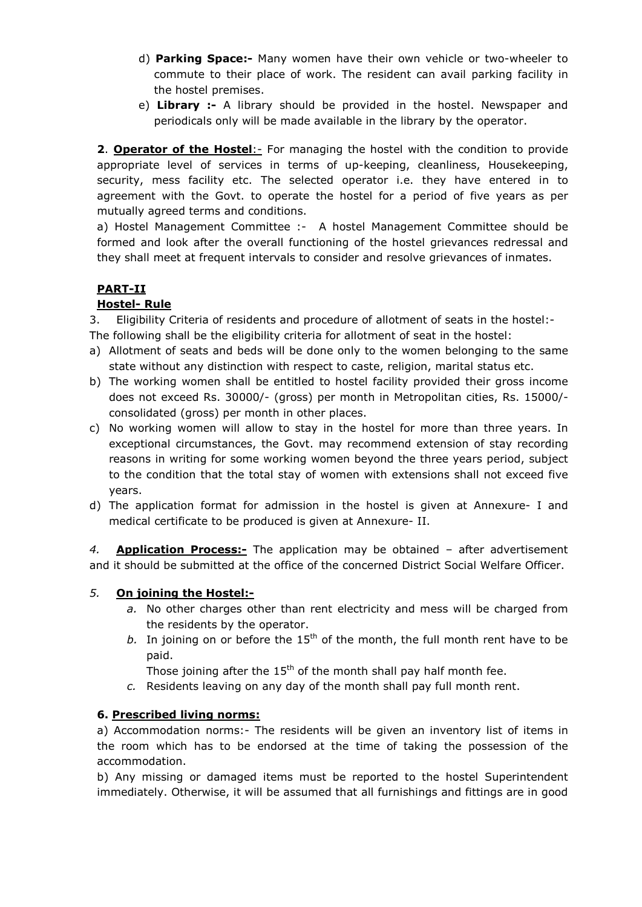d) **Parking Space:-** Many women have their own vehicle or two-wheeler to commute to their place of work. The resident can avail parking facility in the hostel premises.

e) **Library :-** A library should be provided in the hostel. Newspaper and periodicals only will be made available in the library by the operator.

**2**. **Operator of the Hostel**:- For managing the hostel with the condition to provide appropriate level of services in terms of up-keeping, cleanliness, Housekeeping, security, mess facility etc. The selected operator i.e. they have entered in to agreement with the Govt. to operate the hostel for a period of five years as per mutually agreed terms and conditions.

a) Hostel Management Committee :- A hostel Management Committee should be formed and look after the overall functioning of the hostel grievances redressal and they shall meet at frequent intervals to consider and resolve grievances of inmates.

## PART-II

### Hostel- Rule

3. Eligibility Criteria of residents and procedure of allotment of seats in the hostel:-

The following shall be the eligibility criteria for allotment of seat in the hostel:

a) Allotment of seats and beds will be done only to the women belonging to the same state without any distinction with respect to caste, religion, marital status etc.

b) The working women shall be entitled to hostel facility provided their gross income does not exceed Rs. 30000/- (gross) per month in Metropolitan cities, Rs. 15000/- consolidated (gross) per month in other places.

c) No working women will allow to stay in the hostel for more than three years. In exceptional circumstances, the Govt. may recommend extension of stay recording reasons in writing for some working women beyond the three years period, subject to the condition that the total stay of women with extensions shall not exceed five years.

d) The application format for admission in the hostel is given at Annexure- I and medical certificate to be produced is given at Annexure- II.

*4.* **Application Process:-** The application may be obtained – after advertisement and it should be submitted at the office of the concerned District Social Welfare Officer.

*5.* **On joining the Hostel:-**

*a.* No other charges other than rent electricity and mess will be charged from the residents by the operator.

*b.* In joining on or before the 15th of the month, the full month rent have to be paid.

Those joining after the 15th of the month shall pay half month fee.

*c.* Residents leaving on any day of the month shall pay full month rent.

**6. Prescribed living norms:**

a) Accommodation norms:- The residents will be given an inventory list of items in the room which has to be endorsed at the time of taking the possession of the accommodation.

b) Any missing or damaged items must be reported to the hostel Superintendent immediately. Otherwise, it will be assumed that all furnishings and fittings are in good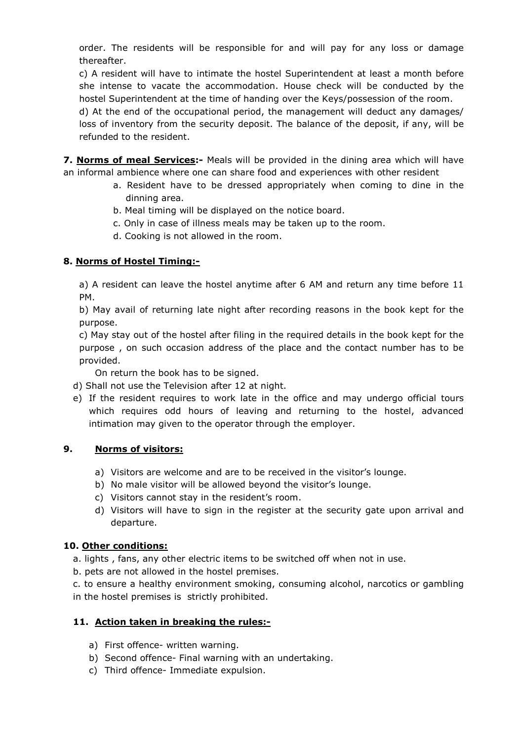order. The residents will be responsible for and will pay for any loss or damage thereafter.

c) A resident will have to intimate the hostel Superintendent at least a month before she intense to vacate the accommodation. House check will be conducted by the hostel Superintendent at the time of handing over the Keys/possession of the room.

d) At the end of the occupational period, the management will deduct any damages/ loss of inventory from the security deposit. The balance of the deposit, if any, will be refunded to the resident.

**7. <u>Norms of meal Services</u>:-** Meals will be provided in the dining area which will have an informal ambience where one can share food and experiences with other resident

a. Resident have to be dressed appropriately when coming to dine in the dinning area.
b. Meal timing will be displayed on the notice board.
c. Only in case of illness meals may be taken up to the room.
d. Cooking is not allowed in the room.

**8. <u>Norms of Hostel Timing:-</u>**

a) A resident can leave the hostel anytime after 6 AM and return any time before 11 PM.

b) May avail of returning late night after recording reasons in the book kept for the purpose.

c) May stay out of the hostel after filing in the required details in the book kept for the purpose , on such occasion address of the place and the contact number has to be provided.

On return the book has to be signed.

d) Shall not use the Television after 12 at night.

e) If the resident requires to work late in the office and may undergo official tours which requires odd hours of leaving and returning to the hostel, advanced intimation may given to the operator through the employer.

**9. <u>Norms of visitors:</u>**

a) Visitors are welcome and are to be received in the visitor's lounge.
b) No male visitor will be allowed beyond the visitor's lounge.
c) Visitors cannot stay in the resident's room.
d) Visitors will have to sign in the register at the security gate upon arrival and departure.

**10. <u>Other conditions:</u>**

a. lights , fans, any other electric items to be switched off when not in use.

b. pets are not allowed in the hostel premises.

c. to ensure a healthy environment smoking, consuming alcohol, narcotics or gambling in the hostel premises is strictly prohibited.

**11. <u>Action taken in breaking the rules:-</u>**

a) First offence- written warning.
b) Second offence- Final warning with an undertaking.
c) Third offence- Immediate expulsion.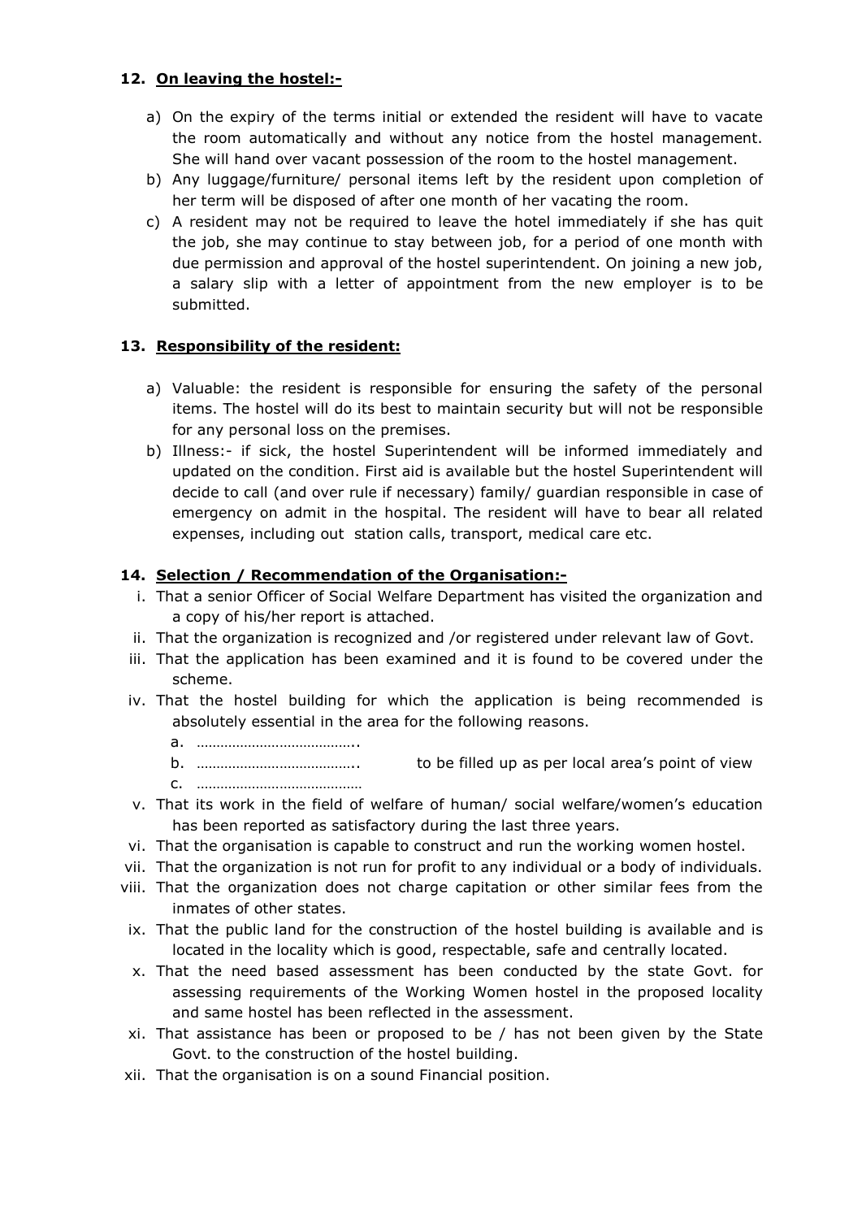**12. On leaving the hostel:-**

a) On the expiry of the terms initial or extended the resident will have to vacate the room automatically and without any notice from the hostel management. She will hand over vacant possession of the room to the hostel management.
b) Any luggage/furniture/ personal items left by the resident upon completion of her term will be disposed of after one month of her vacating the room.
c) A resident may not be required to leave the hotel immediately if she has quit the job, she may continue to stay between job, for a period of one month with due permission and approval of the hostel superintendent. On joining a new job, a salary slip with a letter of appointment from the new employer is to be submitted.

**13. Responsibility of the resident:**

a) Valuable: the resident is responsible for ensuring the safety of the personal items. The hostel will do its best to maintain security but will not be responsible for any personal loss on the premises.
b) Illness:- if sick, the hostel Superintendent will be informed immediately and updated on the condition. First aid is available but the hostel Superintendent will decide to call (and over rule if necessary) family/ guardian responsible in case of emergency on admit in the hospital. The resident will have to bear all related expenses, including out station calls, transport, medical care etc.

**14. Selection / Recommendation of the Organisation:-**

i. That a senior Officer of Social Welfare Department has visited the organization and a copy of his/her report is attached.
ii. That the organization is recognized and /or registered under relevant law of Govt.
iii. That the application has been examined and it is found to be covered under the scheme.
iv. That the hostel building for which the application is being recommended is absolutely essential in the area for the following reasons.
   a. …………………………………..
   b. ………………………………….. to be filled up as per local area's point of view
   c. ……………………………………
v. That its work in the field of welfare of human/ social welfare/women's education has been reported as satisfactory during the last three years.
vi. That the organisation is capable to construct and run the working women hostel.
vii. That the organization is not run for profit to any individual or a body of individuals.
viii. That the organization does not charge capitation or other similar fees from the inmates of other states.
ix. That the public land for the construction of the hostel building is available and is located in the locality which is good, respectable, safe and centrally located.
x. That the need based assessment has been conducted by the state Govt. for assessing requirements of the Working Women hostel in the proposed locality and same hostel has been reflected in the assessment.
xi. That assistance has been or proposed to be / has not been given by the State Govt. to the construction of the hostel building.
xii. That the organisation is on a sound Financial position.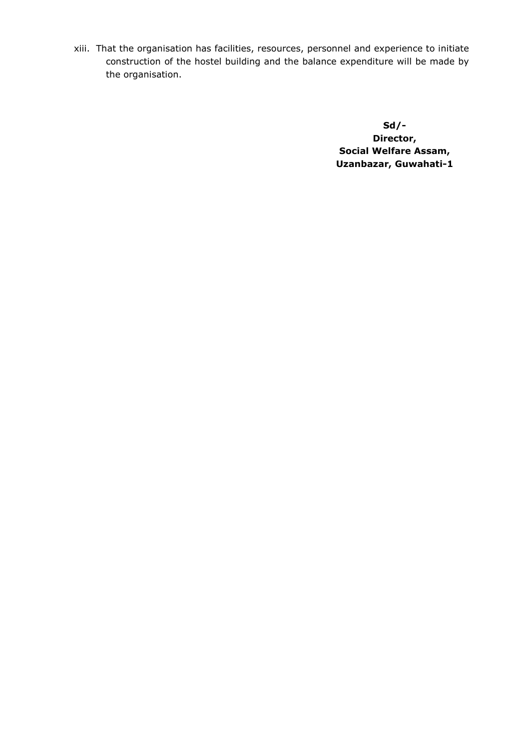xiii. That the organisation has facilities, resources, personnel and experience to initiate construction of the hostel building and the balance expenditure will be made by the organisation.

**Sd/-**
**Director,**
**Social Welfare Assam,**
**Uzanbazar, Guwahati-1**